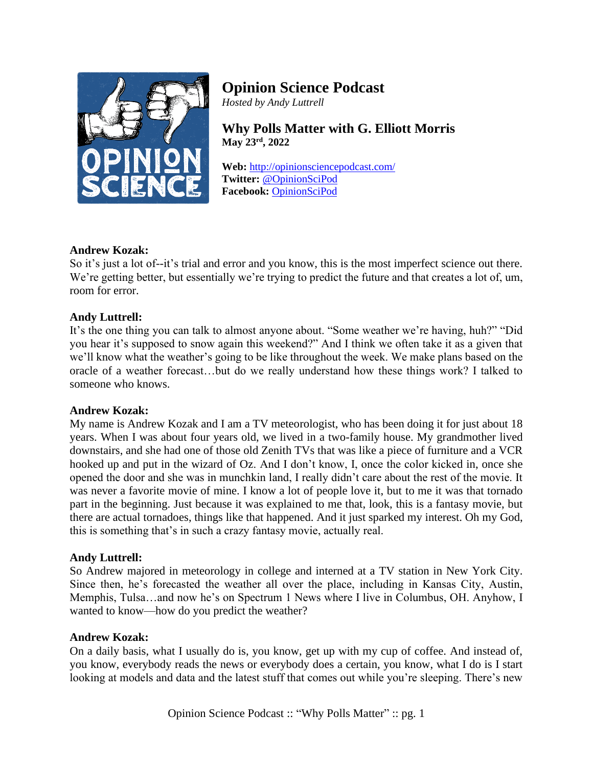# Opinion Science Podcast

*Hosted by Andy Luttrell*

## Why Polls Matter with G. Elliott Morris

**May 23rd, 2022**

**Web:** http://opinionsciencepodcast.com/
**Twitter:** @OpinionSciPod
**Facebook:** OpinionSciPod

**Andrew Kozak:**
So it's just a lot of--it's trial and error and you know, this is the most imperfect science out there. We're getting better, but essentially we're trying to predict the future and that creates a lot of, um, room for error.

**Andy Luttrell:**
It's the one thing you can talk to almost anyone about. "Some weather we're having, huh?" "Did you hear it's supposed to snow again this weekend?" And I think we often take it as a given that we'll know what the weather's going to be like throughout the week. We make plans based on the oracle of a weather forecast…but do we really understand how these things work? I talked to someone who knows.

**Andrew Kozak:**
My name is Andrew Kozak and I am a TV meteorologist, who has been doing it for just about 18 years. When I was about four years old, we lived in a two-family house. My grandmother lived downstairs, and she had one of those old Zenith TVs that was like a piece of furniture and a VCR hooked up and put in the wizard of Oz. And I don't know, I, once the color kicked in, once she opened the door and she was in munchkin land, I really didn't care about the rest of the movie. It was never a favorite movie of mine. I know a lot of people love it, but to me it was that tornado part in the beginning. Just because it was explained to me that, look, this is a fantasy movie, but there are actual tornadoes, things like that happened. And it just sparked my interest. Oh my God, this is something that's in such a crazy fantasy movie, actually real.

**Andy Luttrell:**
So Andrew majored in meteorology in college and interned at a TV station in New York City. Since then, he's forecasted the weather all over the place, including in Kansas City, Austin, Memphis, Tulsa…and now he's on Spectrum 1 News where I live in Columbus, OH. Anyhow, I wanted to know—how do you predict the weather?

**Andrew Kozak:**
On a daily basis, what I usually do is, you know, get up with my cup of coffee. And instead of, you know, everybody reads the news or everybody does a certain, you know, what I do is I start looking at models and data and the latest stuff that comes out while you're sleeping. There's new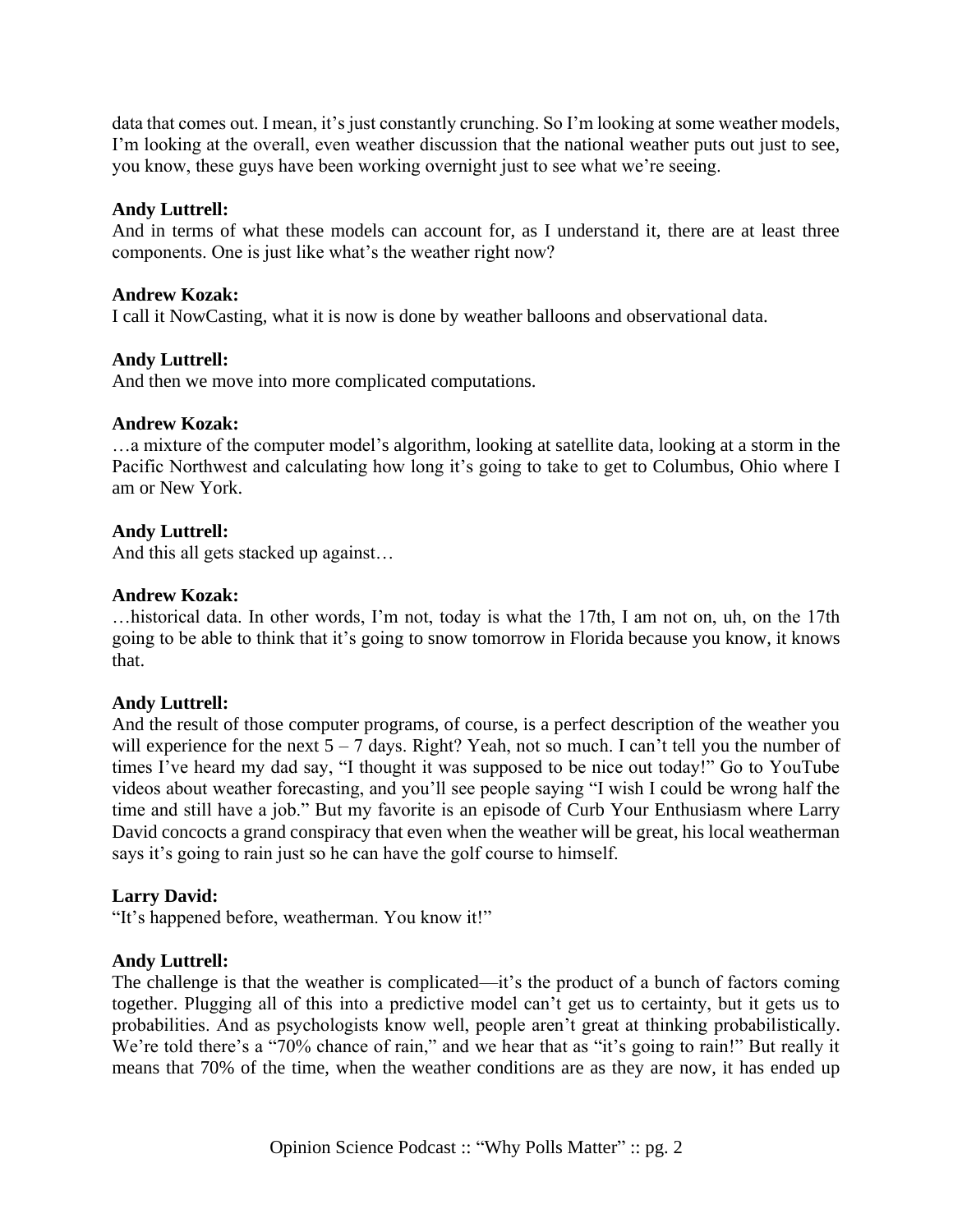data that comes out. I mean, it's just constantly crunching. So I'm looking at some weather models, I'm looking at the overall, even weather discussion that the national weather puts out just to see, you know, these guys have been working overnight just to see what we're seeing.

**Andy Luttrell:**
And in terms of what these models can account for, as I understand it, there are at least three components. One is just like what's the weather right now?

**Andrew Kozak:**
I call it NowCasting, what it is now is done by weather balloons and observational data.

**Andy Luttrell:**
And then we move into more complicated computations.

**Andrew Kozak:**
…a mixture of the computer model's algorithm, looking at satellite data, looking at a storm in the Pacific Northwest and calculating how long it's going to take to get to Columbus, Ohio where I am or New York.

**Andy Luttrell:**
And this all gets stacked up against…

**Andrew Kozak:**
…historical data. In other words, I'm not, today is what the 17th, I am not on, uh, on the 17th going to be able to think that it's going to snow tomorrow in Florida because you know, it knows that.

**Andy Luttrell:**
And the result of those computer programs, of course, is a perfect description of the weather you will experience for the next 5 – 7 days. Right? Yeah, not so much. I can't tell you the number of times I've heard my dad say, "I thought it was supposed to be nice out today!" Go to YouTube videos about weather forecasting, and you'll see people saying "I wish I could be wrong half the time and still have a job." But my favorite is an episode of Curb Your Enthusiasm where Larry David concocts a grand conspiracy that even when the weather will be great, his local weatherman says it's going to rain just so he can have the golf course to himself.

**Larry David:**
"It's happened before, weatherman. You know it!"

**Andy Luttrell:**
The challenge is that the weather is complicated—it's the product of a bunch of factors coming together. Plugging all of this into a predictive model can't get us to certainty, but it gets us to probabilities. And as psychologists know well, people aren't great at thinking probabilistically. We're told there's a "70% chance of rain," and we hear that as "it's going to rain!" But really it means that 70% of the time, when the weather conditions are as they are now, it has ended up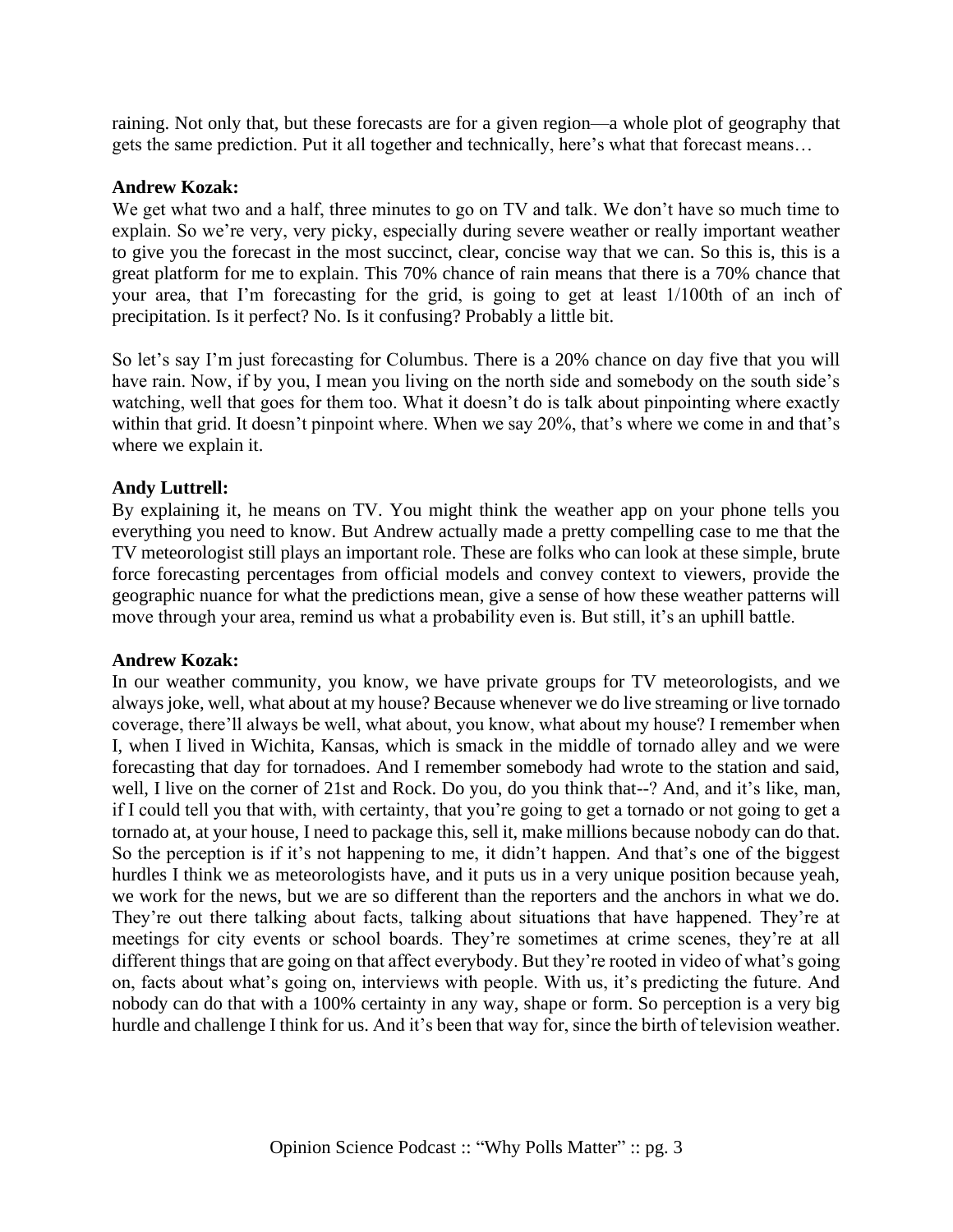raining. Not only that, but these forecasts are for a given region—a whole plot of geography that gets the same prediction. Put it all together and technically, here's what that forecast means…

**Andrew Kozak:**
We get what two and a half, three minutes to go on TV and talk. We don't have so much time to explain. So we're very, very picky, especially during severe weather or really important weather to give you the forecast in the most succinct, clear, concise way that we can. So this is, this is a great platform for me to explain. This 70% chance of rain means that there is a 70% chance that your area, that I'm forecasting for the grid, is going to get at least 1/100th of an inch of precipitation. Is it perfect? No. Is it confusing? Probably a little bit.

So let's say I'm just forecasting for Columbus. There is a 20% chance on day five that you will have rain. Now, if by you, I mean you living on the north side and somebody on the south side's watching, well that goes for them too. What it doesn't do is talk about pinpointing where exactly within that grid. It doesn't pinpoint where. When we say 20%, that's where we come in and that's where we explain it.

**Andy Luttrell:**
By explaining it, he means on TV. You might think the weather app on your phone tells you everything you need to know. But Andrew actually made a pretty compelling case to me that the TV meteorologist still plays an important role. These are folks who can look at these simple, brute force forecasting percentages from official models and convey context to viewers, provide the geographic nuance for what the predictions mean, give a sense of how these weather patterns will move through your area, remind us what a probability even is. But still, it's an uphill battle.

**Andrew Kozak:**
In our weather community, you know, we have private groups for TV meteorologists, and we always joke, well, what about at my house? Because whenever we do live streaming or live tornado coverage, there'll always be well, what about, you know, what about my house? I remember when I, when I lived in Wichita, Kansas, which is smack in the middle of tornado alley and we were forecasting that day for tornadoes. And I remember somebody had wrote to the station and said, well, I live on the corner of 21st and Rock. Do you, do you think that--? And, and it's like, man, if I could tell you that with, with certainty, that you're going to get a tornado or not going to get a tornado at, at your house, I need to package this, sell it, make millions because nobody can do that. So the perception is if it's not happening to me, it didn't happen. And that's one of the biggest hurdles I think we as meteorologists have, and it puts us in a very unique position because yeah, we work for the news, but we are so different than the reporters and the anchors in what we do. They're out there talking about facts, talking about situations that have happened. They're at meetings for city events or school boards. They're sometimes at crime scenes, they're at all different things that are going on that affect everybody. But they're rooted in video of what's going on, facts about what's going on, interviews with people. With us, it's predicting the future. And nobody can do that with a 100% certainty in any way, shape or form. So perception is a very big hurdle and challenge I think for us. And it's been that way for, since the birth of television weather.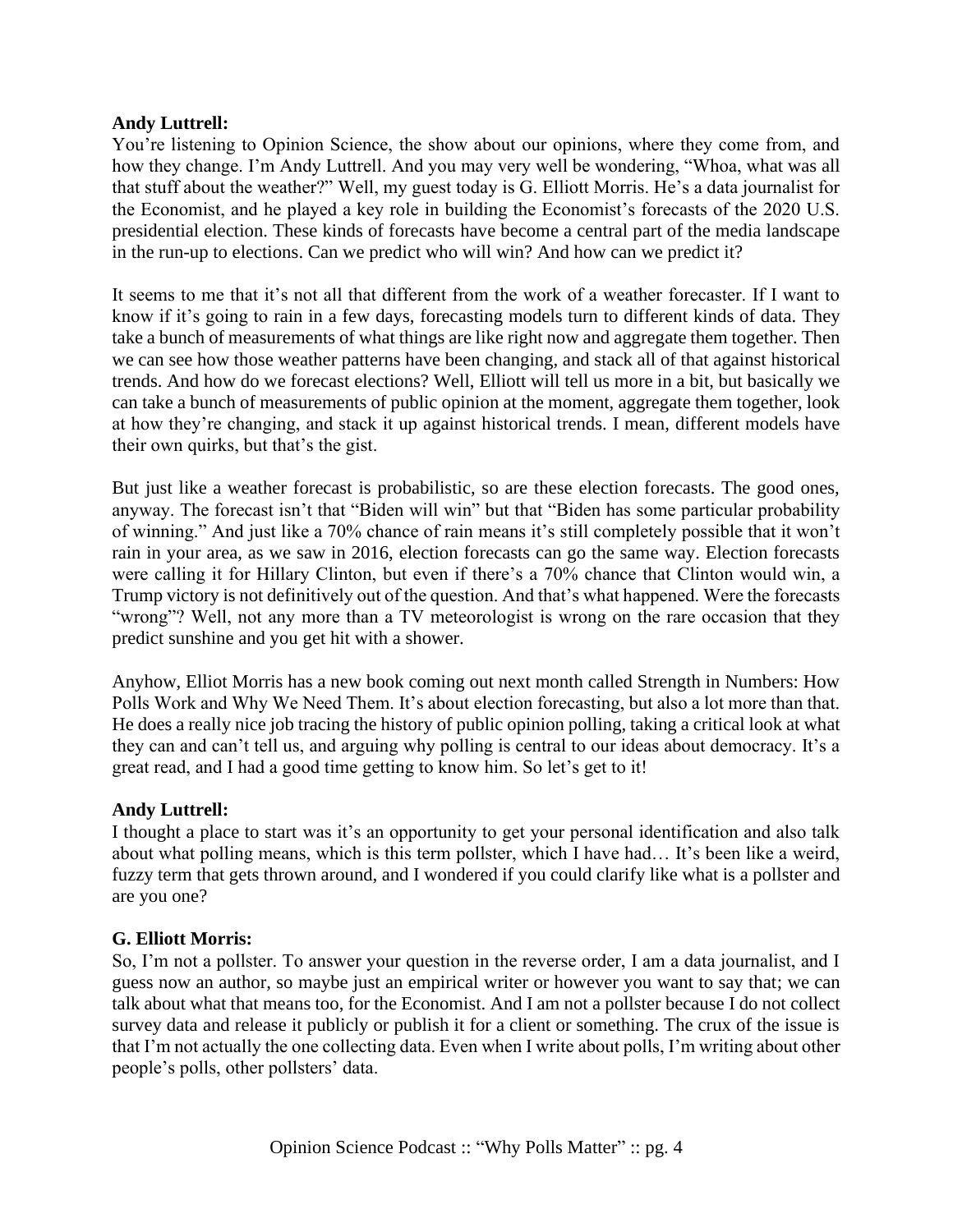**Andy Luttrell:**
You're listening to Opinion Science, the show about our opinions, where they come from, and how they change. I'm Andy Luttrell. And you may very well be wondering, "Whoa, what was all that stuff about the weather?" Well, my guest today is G. Elliott Morris. He's a data journalist for the Economist, and he played a key role in building the Economist's forecasts of the 2020 U.S. presidential election. These kinds of forecasts have become a central part of the media landscape in the run-up to elections. Can we predict who will win? And how can we predict it?

It seems to me that it's not all that different from the work of a weather forecaster. If I want to know if it's going to rain in a few days, forecasting models turn to different kinds of data. They take a bunch of measurements of what things are like right now and aggregate them together. Then we can see how those weather patterns have been changing, and stack all of that against historical trends. And how do we forecast elections? Well, Elliott will tell us more in a bit, but basically we can take a bunch of measurements of public opinion at the moment, aggregate them together, look at how they're changing, and stack it up against historical trends. I mean, different models have their own quirks, but that's the gist.

But just like a weather forecast is probabilistic, so are these election forecasts. The good ones, anyway. The forecast isn't that "Biden will win" but that "Biden has some particular probability of winning." And just like a 70% chance of rain means it's still completely possible that it won't rain in your area, as we saw in 2016, election forecasts can go the same way. Election forecasts were calling it for Hillary Clinton, but even if there's a 70% chance that Clinton would win, a Trump victory is not definitively out of the question. And that's what happened. Were the forecasts "wrong"? Well, not any more than a TV meteorologist is wrong on the rare occasion that they predict sunshine and you get hit with a shower.

Anyhow, Elliot Morris has a new book coming out next month called Strength in Numbers: How Polls Work and Why We Need Them. It's about election forecasting, but also a lot more than that. He does a really nice job tracing the history of public opinion polling, taking a critical look at what they can and can't tell us, and arguing why polling is central to our ideas about democracy. It's a great read, and I had a good time getting to know him. So let's get to it!

**Andy Luttrell:**
I thought a place to start was it's an opportunity to get your personal identification and also talk about what polling means, which is this term pollster, which I have had… It's been like a weird, fuzzy term that gets thrown around, and I wondered if you could clarify like what is a pollster and are you one?

**G. Elliott Morris:**
So, I'm not a pollster. To answer your question in the reverse order, I am a data journalist, and I guess now an author, so maybe just an empirical writer or however you want to say that; we can talk about what that means too, for the Economist. And I am not a pollster because I do not collect survey data and release it publicly or publish it for a client or something. The crux of the issue is that I'm not actually the one collecting data. Even when I write about polls, I'm writing about other people's polls, other pollsters' data.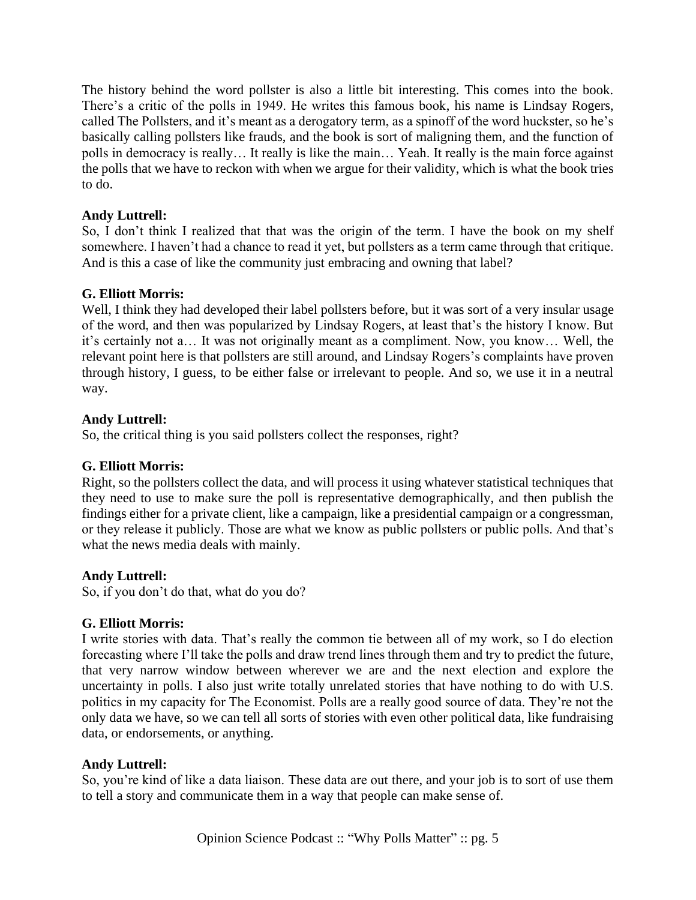The history behind the word pollster is also a little bit interesting. This comes into the book. There's a critic of the polls in 1949. He writes this famous book, his name is Lindsay Rogers, called The Pollsters, and it's meant as a derogatory term, as a spinoff of the word huckster, so he's basically calling pollsters like frauds, and the book is sort of maligning them, and the function of polls in democracy is really… It really is like the main… Yeah. It really is the main force against the polls that we have to reckon with when we argue for their validity, which is what the book tries to do.

**Andy Luttrell:**
So, I don't think I realized that that was the origin of the term. I have the book on my shelf somewhere. I haven't had a chance to read it yet, but pollsters as a term came through that critique. And is this a case of like the community just embracing and owning that label?

**G. Elliott Morris:**
Well, I think they had developed their label pollsters before, but it was sort of a very insular usage of the word, and then was popularized by Lindsay Rogers, at least that's the history I know. But it's certainly not a… It was not originally meant as a compliment. Now, you know… Well, the relevant point here is that pollsters are still around, and Lindsay Rogers's complaints have proven through history, I guess, to be either false or irrelevant to people. And so, we use it in a neutral way.

**Andy Luttrell:**
So, the critical thing is you said pollsters collect the responses, right?

**G. Elliott Morris:**
Right, so the pollsters collect the data, and will process it using whatever statistical techniques that they need to use to make sure the poll is representative demographically, and then publish the findings either for a private client, like a campaign, like a presidential campaign or a congressman, or they release it publicly. Those are what we know as public pollsters or public polls. And that's what the news media deals with mainly.

**Andy Luttrell:**
So, if you don't do that, what do you do?

**G. Elliott Morris:**
I write stories with data. That's really the common tie between all of my work, so I do election forecasting where I'll take the polls and draw trend lines through them and try to predict the future, that very narrow window between wherever we are and the next election and explore the uncertainty in polls. I also just write totally unrelated stories that have nothing to do with U.S. politics in my capacity for The Economist. Polls are a really good source of data. They're not the only data we have, so we can tell all sorts of stories with even other political data, like fundraising data, or endorsements, or anything.

**Andy Luttrell:**
So, you're kind of like a data liaison. These data are out there, and your job is to sort of use them to tell a story and communicate them in a way that people can make sense of.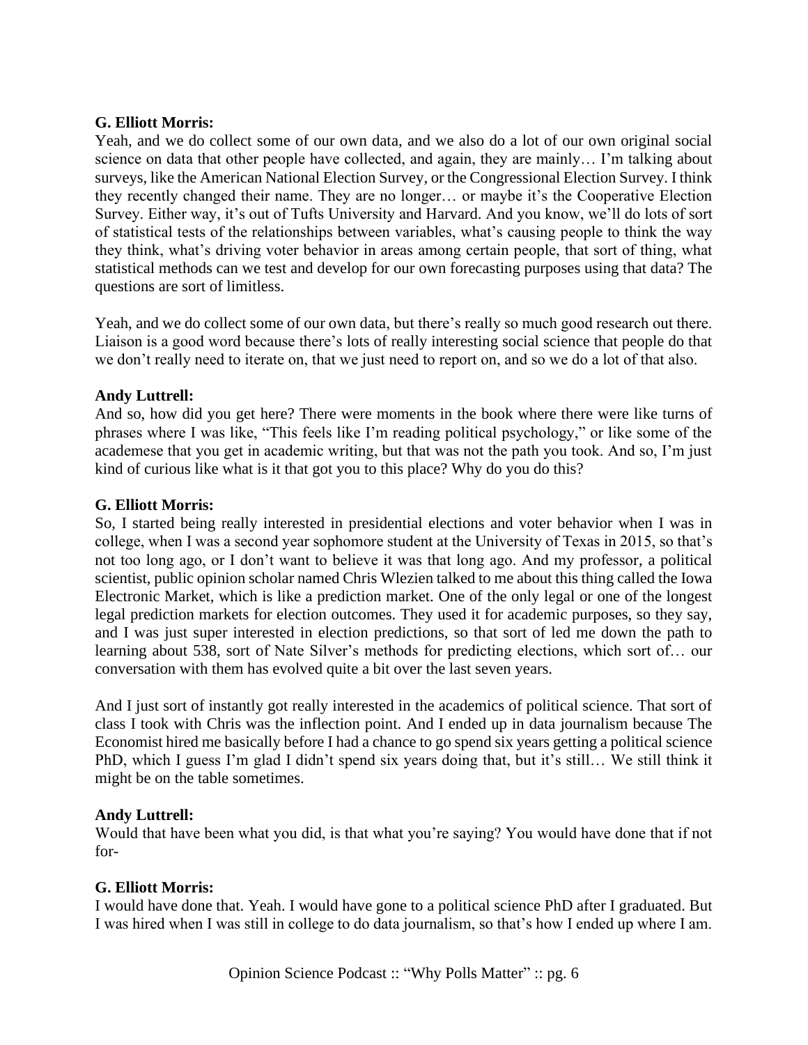**G. Elliott Morris:**
Yeah, and we do collect some of our own data, and we also do a lot of our own original social science on data that other people have collected, and again, they are mainly… I'm talking about surveys, like the American National Election Survey, or the Congressional Election Survey. I think they recently changed their name. They are no longer… or maybe it's the Cooperative Election Survey. Either way, it's out of Tufts University and Harvard. And you know, we'll do lots of sort of statistical tests of the relationships between variables, what's causing people to think the way they think, what's driving voter behavior in areas among certain people, that sort of thing, what statistical methods can we test and develop for our own forecasting purposes using that data? The questions are sort of limitless.

Yeah, and we do collect some of our own data, but there's really so much good research out there. Liaison is a good word because there's lots of really interesting social science that people do that we don't really need to iterate on, that we just need to report on, and so we do a lot of that also.

**Andy Luttrell:**
And so, how did you get here? There were moments in the book where there were like turns of phrases where I was like, "This feels like I'm reading political psychology," or like some of the academese that you get in academic writing, but that was not the path you took. And so, I'm just kind of curious like what is it that got you to this place? Why do you do this?

**G. Elliott Morris:**
So, I started being really interested in presidential elections and voter behavior when I was in college, when I was a second year sophomore student at the University of Texas in 2015, so that's not too long ago, or I don't want to believe it was that long ago. And my professor, a political scientist, public opinion scholar named Chris Wlezien talked to me about this thing called the Iowa Electronic Market, which is like a prediction market. One of the only legal or one of the longest legal prediction markets for election outcomes. They used it for academic purposes, so they say, and I was just super interested in election predictions, so that sort of led me down the path to learning about 538, sort of Nate Silver's methods for predicting elections, which sort of… our conversation with them has evolved quite a bit over the last seven years.

And I just sort of instantly got really interested in the academics of political science. That sort of class I took with Chris was the inflection point. And I ended up in data journalism because The Economist hired me basically before I had a chance to go spend six years getting a political science PhD, which I guess I'm glad I didn't spend six years doing that, but it's still… We still think it might be on the table sometimes.

**Andy Luttrell:**
Would that have been what you did, is that what you're saying? You would have done that if not for-

**G. Elliott Morris:**
I would have done that. Yeah. I would have gone to a political science PhD after I graduated. But I was hired when I was still in college to do data journalism, so that's how I ended up where I am.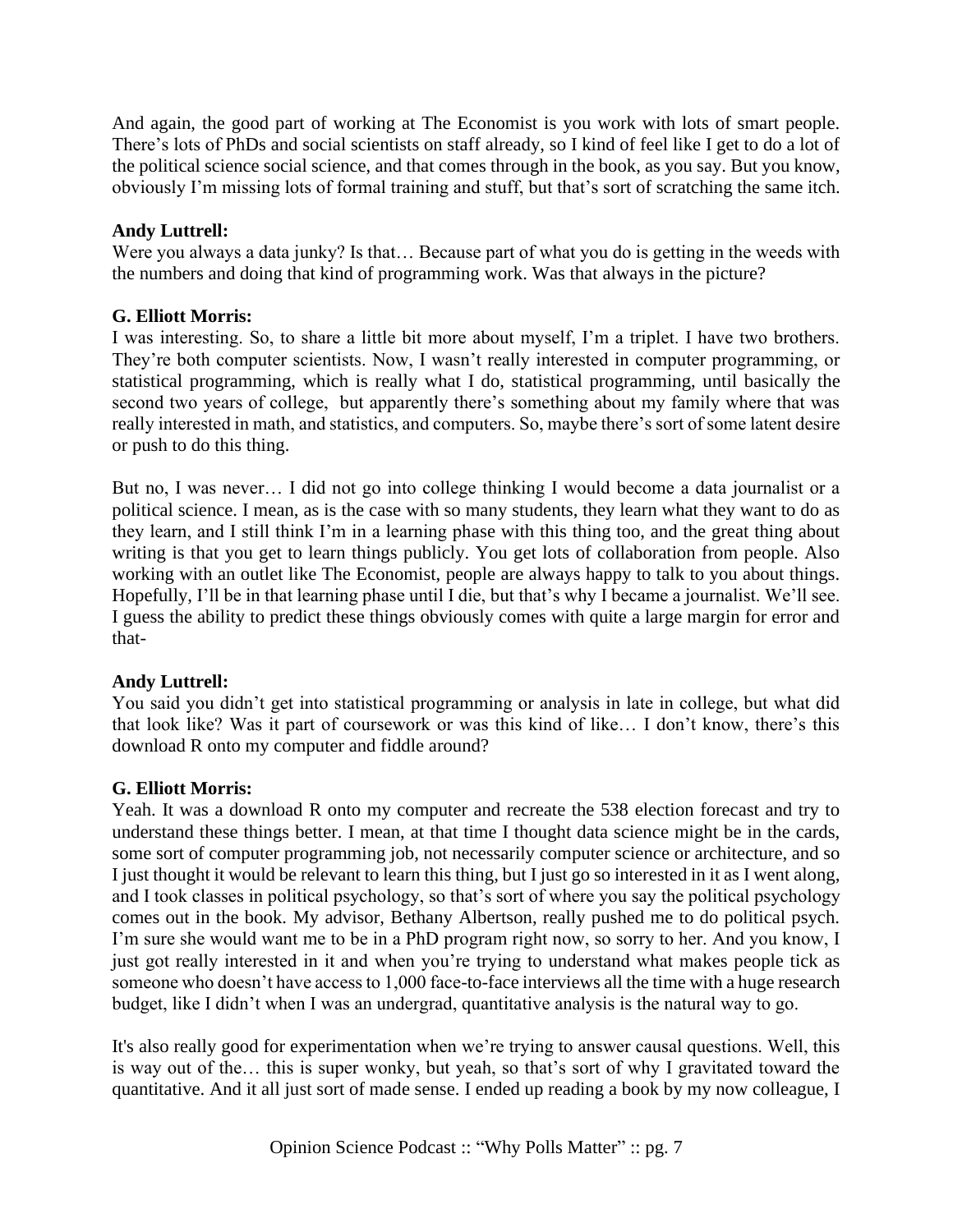And again, the good part of working at The Economist is you work with lots of smart people. There's lots of PhDs and social scientists on staff already, so I kind of feel like I get to do a lot of the political science social science, and that comes through in the book, as you say. But you know, obviously I'm missing lots of formal training and stuff, but that's sort of scratching the same itch.

**Andy Luttrell:**
Were you always a data junky? Is that… Because part of what you do is getting in the weeds with the numbers and doing that kind of programming work. Was that always in the picture?

**G. Elliott Morris:**
I was interesting. So, to share a little bit more about myself, I'm a triplet. I have two brothers. They're both computer scientists. Now, I wasn't really interested in computer programming, or statistical programming, which is really what I do, statistical programming, until basically the second two years of college, but apparently there's something about my family where that was really interested in math, and statistics, and computers. So, maybe there's sort of some latent desire or push to do this thing.

But no, I was never… I did not go into college thinking I would become a data journalist or a political science. I mean, as is the case with so many students, they learn what they want to do as they learn, and I still think I'm in a learning phase with this thing too, and the great thing about writing is that you get to learn things publicly. You get lots of collaboration from people. Also working with an outlet like The Economist, people are always happy to talk to you about things. Hopefully, I'll be in that learning phase until I die, but that's why I became a journalist. We'll see. I guess the ability to predict these things obviously comes with quite a large margin for error and that-

**Andy Luttrell:**
You said you didn't get into statistical programming or analysis in late in college, but what did that look like? Was it part of coursework or was this kind of like… I don't know, there's this download R onto my computer and fiddle around?

**G. Elliott Morris:**
Yeah. It was a download R onto my computer and recreate the 538 election forecast and try to understand these things better. I mean, at that time I thought data science might be in the cards, some sort of computer programming job, not necessarily computer science or architecture, and so I just thought it would be relevant to learn this thing, but I just go so interested in it as I went along, and I took classes in political psychology, so that's sort of where you say the political psychology comes out in the book. My advisor, Bethany Albertson, really pushed me to do political psych. I'm sure she would want me to be in a PhD program right now, so sorry to her. And you know, I just got really interested in it and when you're trying to understand what makes people tick as someone who doesn't have access to 1,000 face-to-face interviews all the time with a huge research budget, like I didn't when I was an undergrad, quantitative analysis is the natural way to go.

It's also really good for experimentation when we're trying to answer causal questions. Well, this is way out of the… this is super wonky, but yeah, so that's sort of why I gravitated toward the quantitative. And it all just sort of made sense. I ended up reading a book by my now colleague, I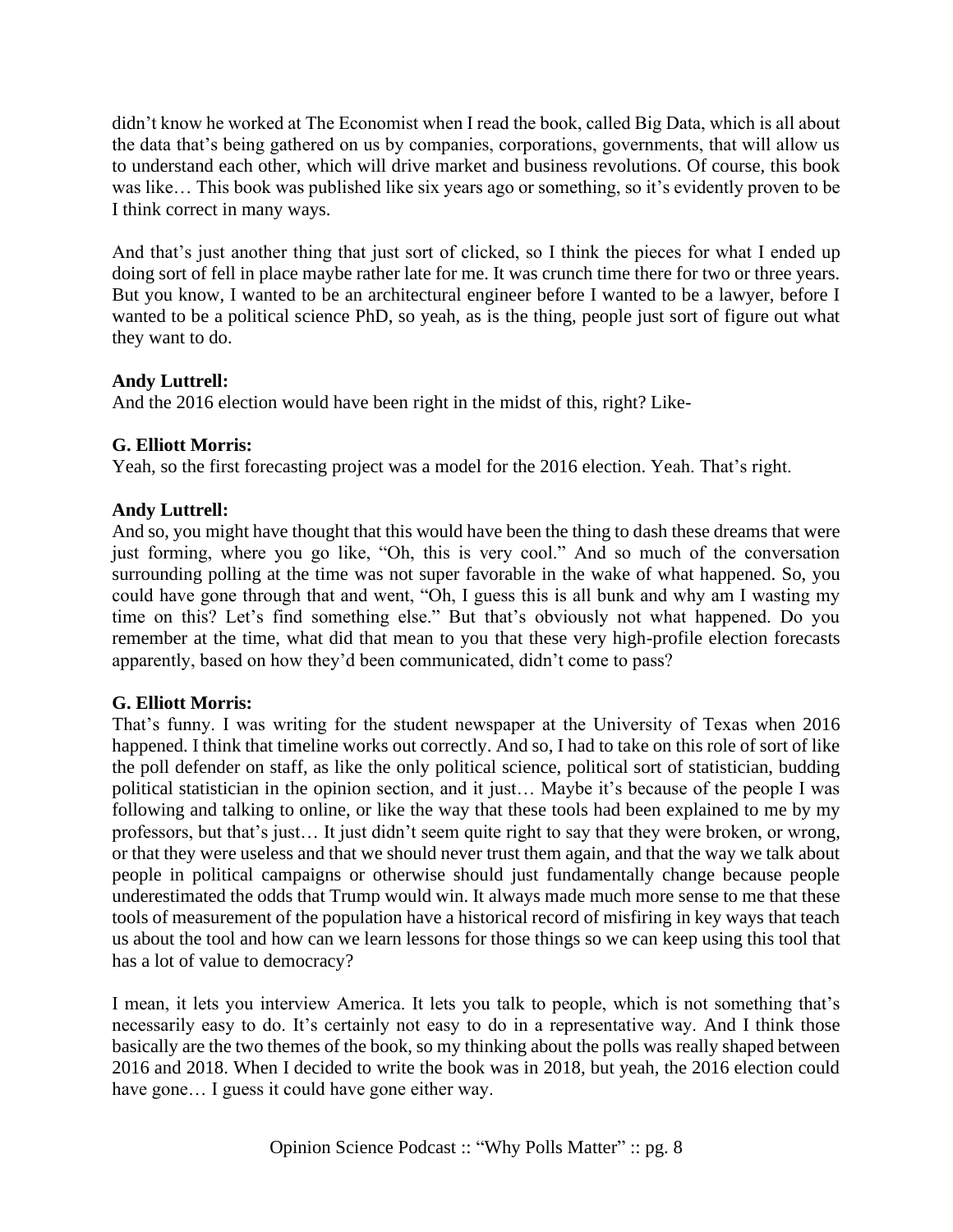didn't know he worked at The Economist when I read the book, called Big Data, which is all about the data that's being gathered on us by companies, corporations, governments, that will allow us to understand each other, which will drive market and business revolutions. Of course, this book was like… This book was published like six years ago or something, so it's evidently proven to be I think correct in many ways.

And that's just another thing that just sort of clicked, so I think the pieces for what I ended up doing sort of fell in place maybe rather late for me. It was crunch time there for two or three years. But you know, I wanted to be an architectural engineer before I wanted to be a lawyer, before I wanted to be a political science PhD, so yeah, as is the thing, people just sort of figure out what they want to do.

**Andy Luttrell:**
And the 2016 election would have been right in the midst of this, right? Like-

**G. Elliott Morris:**
Yeah, so the first forecasting project was a model for the 2016 election. Yeah. That's right.

**Andy Luttrell:**
And so, you might have thought that this would have been the thing to dash these dreams that were just forming, where you go like, "Oh, this is very cool." And so much of the conversation surrounding polling at the time was not super favorable in the wake of what happened. So, you could have gone through that and went, "Oh, I guess this is all bunk and why am I wasting my time on this? Let's find something else." But that's obviously not what happened. Do you remember at the time, what did that mean to you that these very high-profile election forecasts apparently, based on how they'd been communicated, didn't come to pass?

**G. Elliott Morris:**
That's funny. I was writing for the student newspaper at the University of Texas when 2016 happened. I think that timeline works out correctly. And so, I had to take on this role of sort of like the poll defender on staff, as like the only political science, political sort of statistician, budding political statistician in the opinion section, and it just… Maybe it's because of the people I was following and talking to online, or like the way that these tools had been explained to me by my professors, but that's just… It just didn't seem quite right to say that they were broken, or wrong, or that they were useless and that we should never trust them again, and that the way we talk about people in political campaigns or otherwise should just fundamentally change because people underestimated the odds that Trump would win. It always made much more sense to me that these tools of measurement of the population have a historical record of misfiring in key ways that teach us about the tool and how can we learn lessons for those things so we can keep using this tool that has a lot of value to democracy?

I mean, it lets you interview America. It lets you talk to people, which is not something that's necessarily easy to do. It's certainly not easy to do in a representative way. And I think those basically are the two themes of the book, so my thinking about the polls was really shaped between 2016 and 2018. When I decided to write the book was in 2018, but yeah, the 2016 election could have gone… I guess it could have gone either way.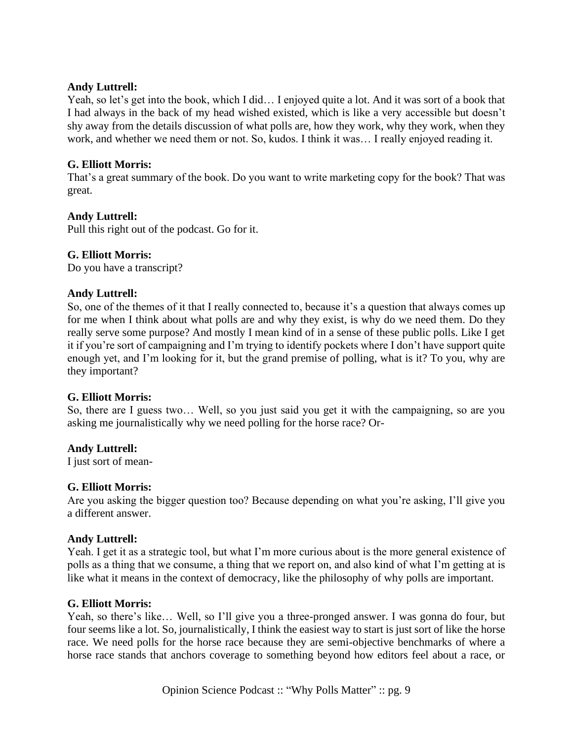**Andy Luttrell:**
Yeah, so let's get into the book, which I did… I enjoyed quite a lot. And it was sort of a book that I had always in the back of my head wished existed, which is like a very accessible but doesn't shy away from the details discussion of what polls are, how they work, why they work, when they work, and whether we need them or not. So, kudos. I think it was… I really enjoyed reading it.

**G. Elliott Morris:**
That's a great summary of the book. Do you want to write marketing copy for the book? That was great.

**Andy Luttrell:**
Pull this right out of the podcast. Go for it.

**G. Elliott Morris:**
Do you have a transcript?

**Andy Luttrell:**
So, one of the themes of it that I really connected to, because it's a question that always comes up for me when I think about what polls are and why they exist, is why do we need them. Do they really serve some purpose? And mostly I mean kind of in a sense of these public polls. Like I get it if you're sort of campaigning and I'm trying to identify pockets where I don't have support quite enough yet, and I'm looking for it, but the grand premise of polling, what is it? To you, why are they important?

**G. Elliott Morris:**
So, there are I guess two… Well, so you just said you get it with the campaigning, so are you asking me journalistically why we need polling for the horse race? Or-

**Andy Luttrell:**
I just sort of mean-

**G. Elliott Morris:**
Are you asking the bigger question too? Because depending on what you're asking, I'll give you a different answer.

**Andy Luttrell:**
Yeah. I get it as a strategic tool, but what I'm more curious about is the more general existence of polls as a thing that we consume, a thing that we report on, and also kind of what I'm getting at is like what it means in the context of democracy, like the philosophy of why polls are important.

**G. Elliott Morris:**
Yeah, so there's like… Well, so I'll give you a three-pronged answer. I was gonna do four, but four seems like a lot. So, journalistically, I think the easiest way to start is just sort of like the horse race. We need polls for the horse race because they are semi-objective benchmarks of where a horse race stands that anchors coverage to something beyond how editors feel about a race, or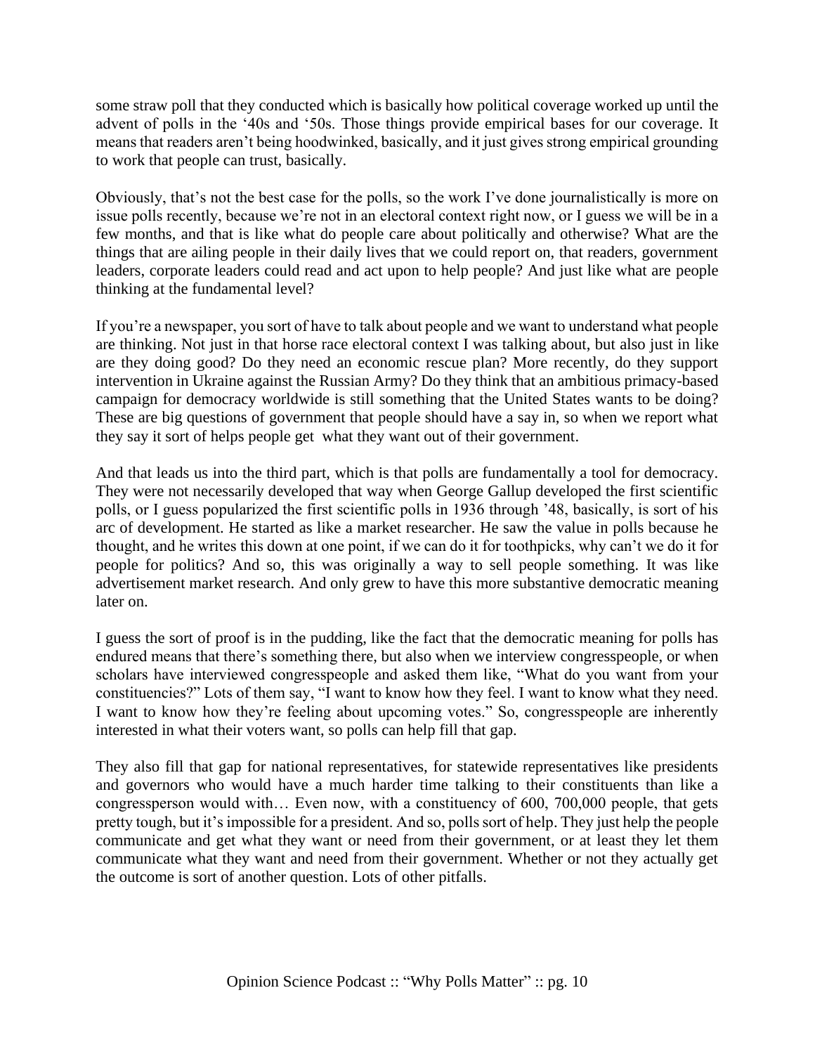some straw poll that they conducted which is basically how political coverage worked up until the advent of polls in the '40s and '50s. Those things provide empirical bases for our coverage. It means that readers aren't being hoodwinked, basically, and it just gives strong empirical grounding to work that people can trust, basically.

Obviously, that's not the best case for the polls, so the work I've done journalistically is more on issue polls recently, because we're not in an electoral context right now, or I guess we will be in a few months, and that is like what do people care about politically and otherwise? What are the things that are ailing people in their daily lives that we could report on, that readers, government leaders, corporate leaders could read and act upon to help people? And just like what are people thinking at the fundamental level?

If you're a newspaper, you sort of have to talk about people and we want to understand what people are thinking. Not just in that horse race electoral context I was talking about, but also just in like are they doing good? Do they need an economic rescue plan? More recently, do they support intervention in Ukraine against the Russian Army? Do they think that an ambitious primacy-based campaign for democracy worldwide is still something that the United States wants to be doing? These are big questions of government that people should have a say in, so when we report what they say it sort of helps people get what they want out of their government.

And that leads us into the third part, which is that polls are fundamentally a tool for democracy. They were not necessarily developed that way when George Gallup developed the first scientific polls, or I guess popularized the first scientific polls in 1936 through '48, basically, is sort of his arc of development. He started as like a market researcher. He saw the value in polls because he thought, and he writes this down at one point, if we can do it for toothpicks, why can't we do it for people for politics? And so, this was originally a way to sell people something. It was like advertisement market research. And only grew to have this more substantive democratic meaning later on.

I guess the sort of proof is in the pudding, like the fact that the democratic meaning for polls has endured means that there's something there, but also when we interview congresspeople, or when scholars have interviewed congresspeople and asked them like, "What do you want from your constituencies?" Lots of them say, "I want to know how they feel. I want to know what they need. I want to know how they're feeling about upcoming votes." So, congresspeople are inherently interested in what their voters want, so polls can help fill that gap.

They also fill that gap for national representatives, for statewide representatives like presidents and governors who would have a much harder time talking to their constituents than like a congressperson would with… Even now, with a constituency of 600, 700,000 people, that gets pretty tough, but it's impossible for a president. And so, polls sort of help. They just help the people communicate and get what they want or need from their government, or at least they let them communicate what they want and need from their government. Whether or not they actually get the outcome is sort of another question. Lots of other pitfalls.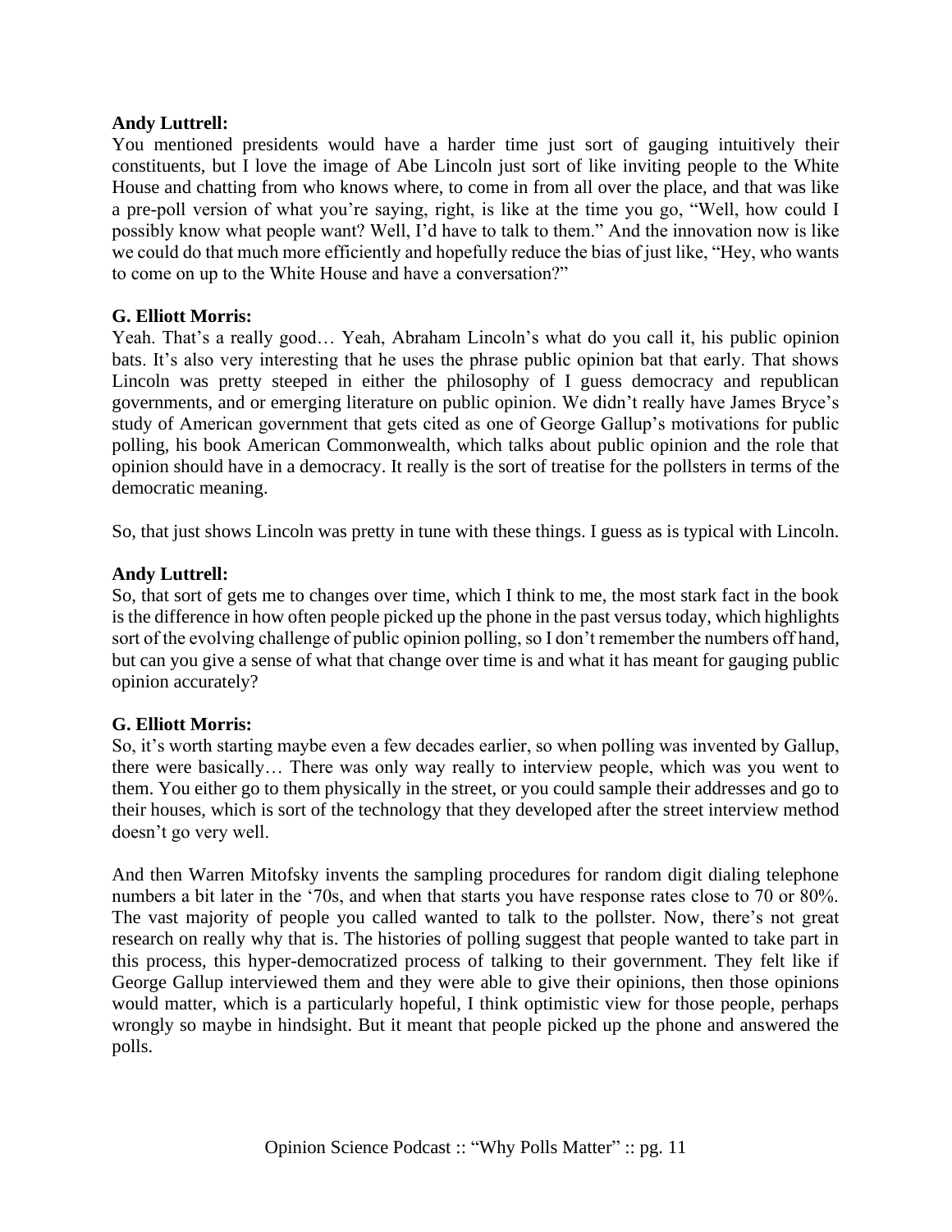**Andy Luttrell:**
You mentioned presidents would have a harder time just sort of gauging intuitively their constituents, but I love the image of Abe Lincoln just sort of like inviting people to the White House and chatting from who knows where, to come in from all over the place, and that was like a pre-poll version of what you're saying, right, is like at the time you go, "Well, how could I possibly know what people want? Well, I'd have to talk to them." And the innovation now is like we could do that much more efficiently and hopefully reduce the bias of just like, "Hey, who wants to come on up to the White House and have a conversation?"

**G. Elliott Morris:**
Yeah. That's a really good… Yeah, Abraham Lincoln's what do you call it, his public opinion bats. It's also very interesting that he uses the phrase public opinion bat that early. That shows Lincoln was pretty steeped in either the philosophy of I guess democracy and republican governments, and or emerging literature on public opinion. We didn't really have James Bryce's study of American government that gets cited as one of George Gallup's motivations for public polling, his book American Commonwealth, which talks about public opinion and the role that opinion should have in a democracy. It really is the sort of treatise for the pollsters in terms of the democratic meaning.

So, that just shows Lincoln was pretty in tune with these things. I guess as is typical with Lincoln.

**Andy Luttrell:**
So, that sort of gets me to changes over time, which I think to me, the most stark fact in the book is the difference in how often people picked up the phone in the past versus today, which highlights sort of the evolving challenge of public opinion polling, so I don't remember the numbers off hand, but can you give a sense of what that change over time is and what it has meant for gauging public opinion accurately?

**G. Elliott Morris:**
So, it's worth starting maybe even a few decades earlier, so when polling was invented by Gallup, there were basically… There was only way really to interview people, which was you went to them. You either go to them physically in the street, or you could sample their addresses and go to their houses, which is sort of the technology that they developed after the street interview method doesn't go very well.

And then Warren Mitofsky invents the sampling procedures for random digit dialing telephone numbers a bit later in the '70s, and when that starts you have response rates close to 70 or 80%. The vast majority of people you called wanted to talk to the pollster. Now, there's not great research on really why that is. The histories of polling suggest that people wanted to take part in this process, this hyper-democratized process of talking to their government. They felt like if George Gallup interviewed them and they were able to give their opinions, then those opinions would matter, which is a particularly hopeful, I think optimistic view for those people, perhaps wrongly so maybe in hindsight. But it meant that people picked up the phone and answered the polls.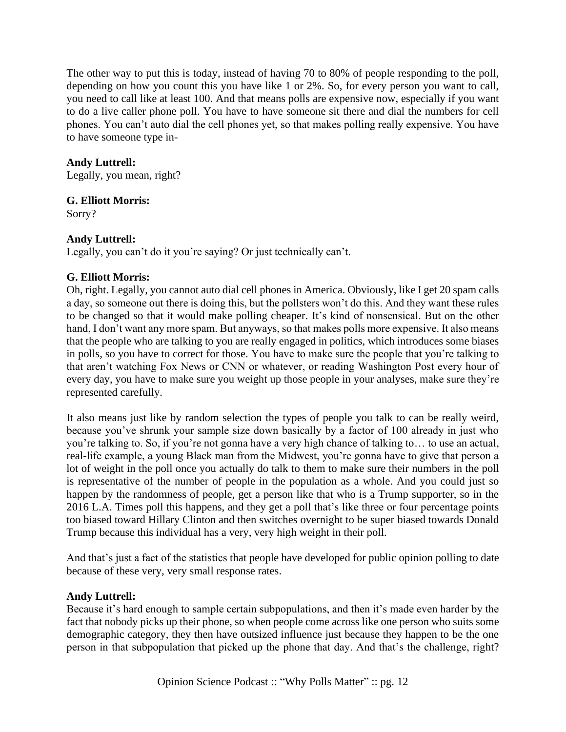The other way to put this is today, instead of having 70 to 80% of people responding to the poll, depending on how you count this you have like 1 or 2%. So, for every person you want to call, you need to call like at least 100. And that means polls are expensive now, especially if you want to do a live caller phone poll. You have to have someone sit there and dial the numbers for cell phones. You can't auto dial the cell phones yet, so that makes polling really expensive. You have to have someone type in-

**Andy Luttrell:**
Legally, you mean, right?

**G. Elliott Morris:**
Sorry?

**Andy Luttrell:**
Legally, you can't do it you're saying? Or just technically can't.

**G. Elliott Morris:**
Oh, right. Legally, you cannot auto dial cell phones in America. Obviously, like I get 20 spam calls a day, so someone out there is doing this, but the pollsters won't do this. And they want these rules to be changed so that it would make polling cheaper. It's kind of nonsensical. But on the other hand, I don't want any more spam. But anyways, so that makes polls more expensive. It also means that the people who are talking to you are really engaged in politics, which introduces some biases in polls, so you have to correct for those. You have to make sure the people that you're talking to that aren't watching Fox News or CNN or whatever, or reading Washington Post every hour of every day, you have to make sure you weight up those people in your analyses, make sure they're represented carefully.

It also means just like by random selection the types of people you talk to can be really weird, because you've shrunk your sample size down basically by a factor of 100 already in just who you're talking to. So, if you're not gonna have a very high chance of talking to… to use an actual, real-life example, a young Black man from the Midwest, you're gonna have to give that person a lot of weight in the poll once you actually do talk to them to make sure their numbers in the poll is representative of the number of people in the population as a whole. And you could just so happen by the randomness of people, get a person like that who is a Trump supporter, so in the 2016 L.A. Times poll this happens, and they get a poll that's like three or four percentage points too biased toward Hillary Clinton and then switches overnight to be super biased towards Donald Trump because this individual has a very, very high weight in their poll.

And that's just a fact of the statistics that people have developed for public opinion polling to date because of these very, very small response rates.

**Andy Luttrell:**
Because it's hard enough to sample certain subpopulations, and then it's made even harder by the fact that nobody picks up their phone, so when people come across like one person who suits some demographic category, they then have outsized influence just because they happen to be the one person in that subpopulation that picked up the phone that day. And that's the challenge, right?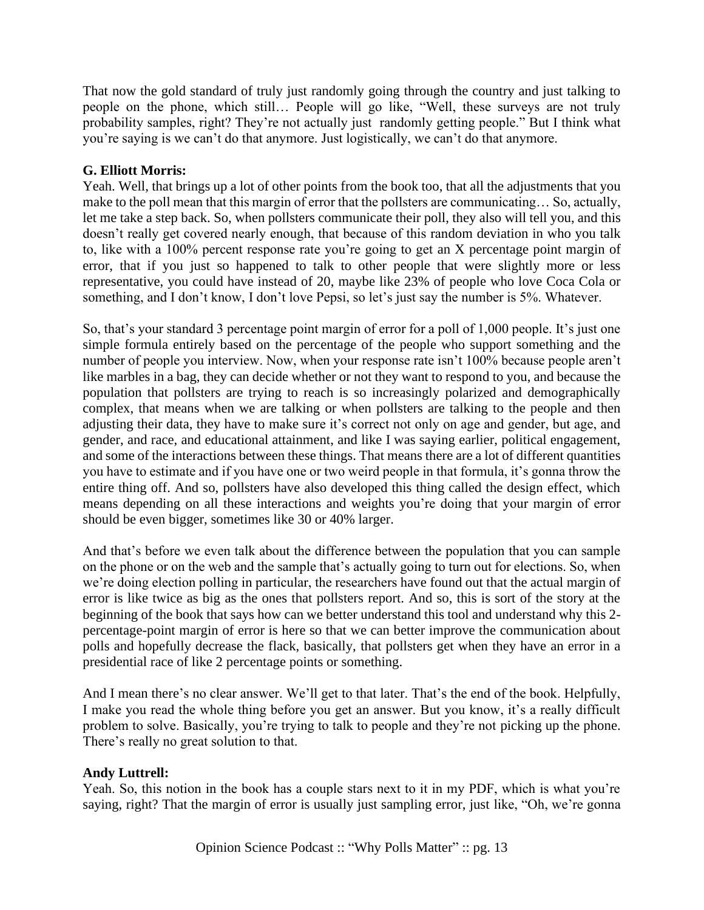That now the gold standard of truly just randomly going through the country and just talking to people on the phone, which still… People will go like, "Well, these surveys are not truly probability samples, right? They're not actually just randomly getting people." But I think what you're saying is we can't do that anymore. Just logistically, we can't do that anymore.

**G. Elliott Morris:**
Yeah. Well, that brings up a lot of other points from the book too, that all the adjustments that you make to the poll mean that this margin of error that the pollsters are communicating… So, actually, let me take a step back. So, when pollsters communicate their poll, they also will tell you, and this doesn't really get covered nearly enough, that because of this random deviation in who you talk to, like with a 100% percent response rate you're going to get an X percentage point margin of error, that if you just so happened to talk to other people that were slightly more or less representative, you could have instead of 20, maybe like 23% of people who love Coca Cola or something, and I don't know, I don't love Pepsi, so let's just say the number is 5%. Whatever.

So, that's your standard 3 percentage point margin of error for a poll of 1,000 people. It's just one simple formula entirely based on the percentage of the people who support something and the number of people you interview. Now, when your response rate isn't 100% because people aren't like marbles in a bag, they can decide whether or not they want to respond to you, and because the population that pollsters are trying to reach is so increasingly polarized and demographically complex, that means when we are talking or when pollsters are talking to the people and then adjusting their data, they have to make sure it's correct not only on age and gender, but age, and gender, and race, and educational attainment, and like I was saying earlier, political engagement, and some of the interactions between these things. That means there are a lot of different quantities you have to estimate and if you have one or two weird people in that formula, it's gonna throw the entire thing off. And so, pollsters have also developed this thing called the design effect, which means depending on all these interactions and weights you're doing that your margin of error should be even bigger, sometimes like 30 or 40% larger.

And that's before we even talk about the difference between the population that you can sample on the phone or on the web and the sample that's actually going to turn out for elections. So, when we're doing election polling in particular, the researchers have found out that the actual margin of error is like twice as big as the ones that pollsters report. And so, this is sort of the story at the beginning of the book that says how can we better understand this tool and understand why this 2-percentage-point margin of error is here so that we can better improve the communication about polls and hopefully decrease the flack, basically, that pollsters get when they have an error in a presidential race of like 2 percentage points or something.

And I mean there's no clear answer. We'll get to that later. That's the end of the book. Helpfully, I make you read the whole thing before you get an answer. But you know, it's a really difficult problem to solve. Basically, you're trying to talk to people and they're not picking up the phone. There's really no great solution to that.

**Andy Luttrell:**
Yeah. So, this notion in the book has a couple stars next to it in my PDF, which is what you're saying, right? That the margin of error is usually just sampling error, just like, "Oh, we're gonna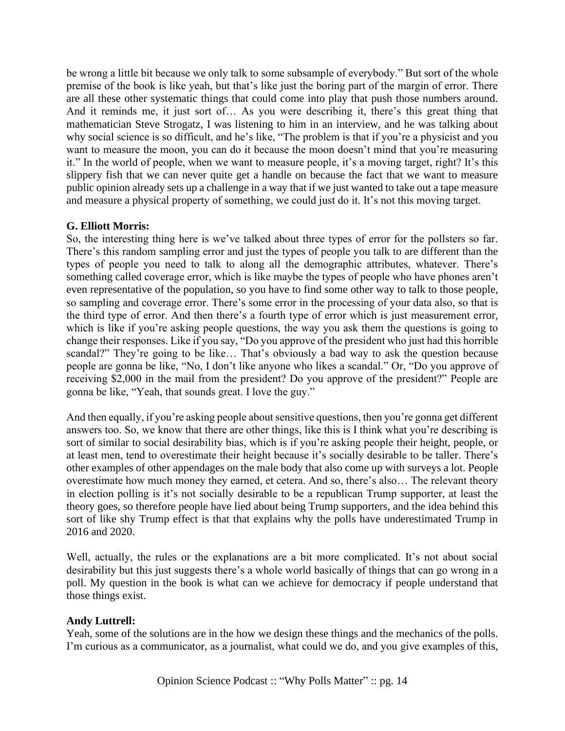be wrong a little bit because we only talk to some subsample of everybody." But sort of the whole premise of the book is like yeah, but that's like just the boring part of the margin of error. There are all these other systematic things that could come into play that push those numbers around. And it reminds me, it just sort of… As you were describing it, there's this great thing that mathematician Steve Strogatz, I was listening to him in an interview, and he was talking about why social science is so difficult, and he's like, "The problem is that if you're a physicist and you want to measure the moon, you can do it because the moon doesn't mind that you're measuring it." In the world of people, when we want to measure people, it's a moving target, right? It's this slippery fish that we can never quite get a handle on because the fact that we want to measure public opinion already sets up a challenge in a way that if we just wanted to take out a tape measure and measure a physical property of something, we could just do it. It's not this moving target.

**G. Elliott Morris:**
So, the interesting thing here is we've talked about three types of error for the pollsters so far. There's this random sampling error and just the types of people you talk to are different than the types of people you need to talk to along all the demographic attributes, whatever. There's something called coverage error, which is like maybe the types of people who have phones aren't even representative of the population, so you have to find some other way to talk to those people, so sampling and coverage error. There's some error in the processing of your data also, so that is the third type of error. And then there's a fourth type of error which is just measurement error, which is like if you're asking people questions, the way you ask them the questions is going to change their responses. Like if you say, "Do you approve of the president who just had this horrible scandal?" They're going to be like… That's obviously a bad way to ask the question because people are gonna be like, "No, I don't like anyone who likes a scandal." Or, "Do you approve of receiving $2,000 in the mail from the president? Do you approve of the president?" People are gonna be like, "Yeah, that sounds great. I love the guy."

And then equally, if you're asking people about sensitive questions, then you're gonna get different answers too. So, we know that there are other things, like this is I think what you're describing is sort of similar to social desirability bias, which is if you're asking people their height, people, or at least men, tend to overestimate their height because it's socially desirable to be taller. There's other examples of other appendages on the male body that also come up with surveys a lot. People overestimate how much money they earned, et cetera. And so, there's also… The relevant theory in election polling is it's not socially desirable to be a republican Trump supporter, at least the theory goes, so therefore people have lied about being Trump supporters, and the idea behind this sort of like shy Trump effect is that that explains why the polls have underestimated Trump in 2016 and 2020.

Well, actually, the rules or the explanations are a bit more complicated. It's not about social desirability but this just suggests there's a whole world basically of things that can go wrong in a poll. My question in the book is what can we achieve for democracy if people understand that those things exist.

**Andy Luttrell:**
Yeah, some of the solutions are in the how we design these things and the mechanics of the polls. I'm curious as a communicator, as a journalist, what could we do, and you give examples of this,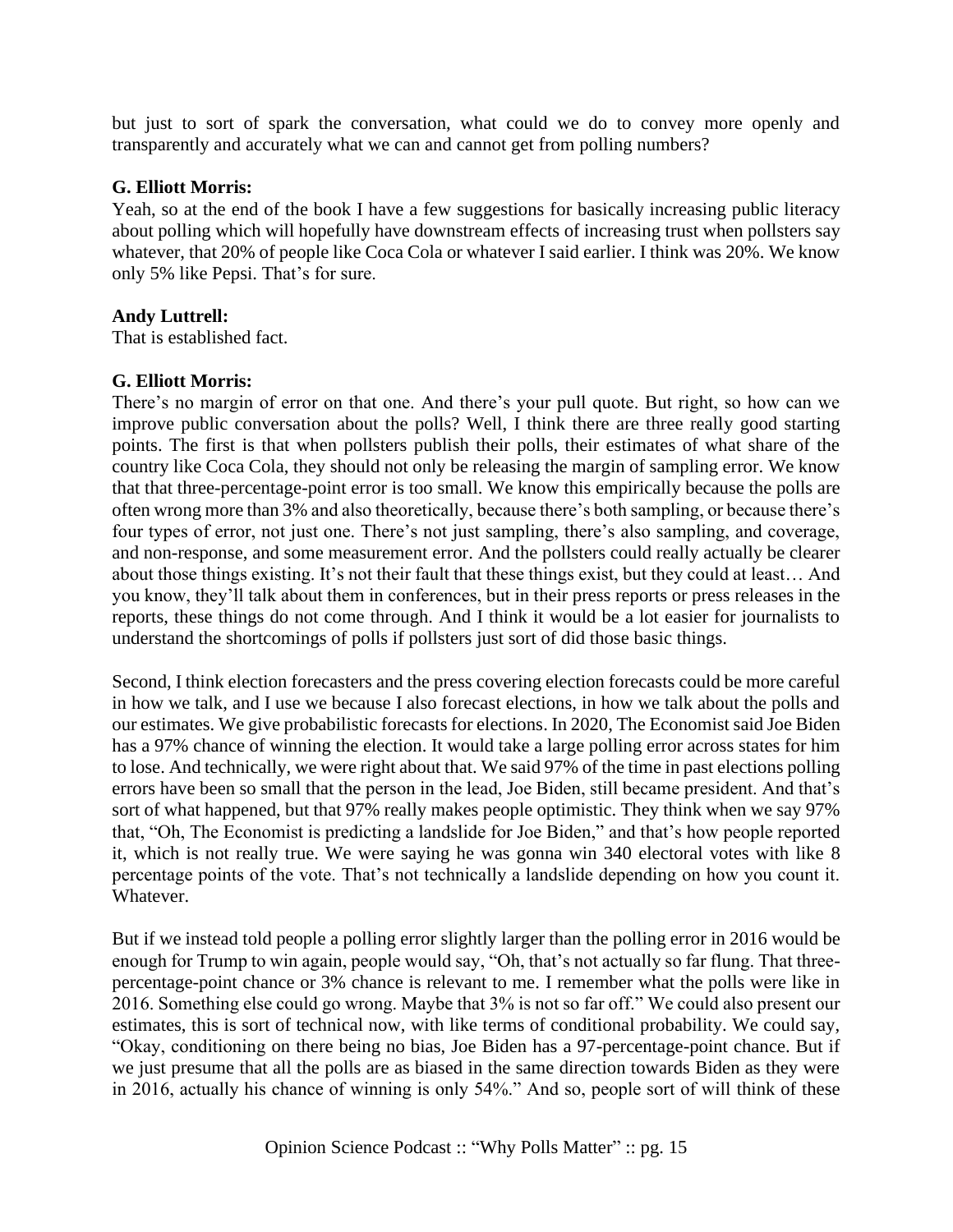but just to sort of spark the conversation, what could we do to convey more openly and transparently and accurately what we can and cannot get from polling numbers?

**G. Elliott Morris:**
Yeah, so at the end of the book I have a few suggestions for basically increasing public literacy about polling which will hopefully have downstream effects of increasing trust when pollsters say whatever, that 20% of people like Coca Cola or whatever I said earlier. I think was 20%. We know only 5% like Pepsi. That's for sure.

**Andy Luttrell:**
That is established fact.

**G. Elliott Morris:**
There's no margin of error on that one. And there's your pull quote. But right, so how can we improve public conversation about the polls? Well, I think there are three really good starting points. The first is that when pollsters publish their polls, their estimates of what share of the country like Coca Cola, they should not only be releasing the margin of sampling error. We know that that three-percentage-point error is too small. We know this empirically because the polls are often wrong more than 3% and also theoretically, because there's both sampling, or because there's four types of error, not just one. There's not just sampling, there's also sampling, and coverage, and non-response, and some measurement error. And the pollsters could really actually be clearer about those things existing. It's not their fault that these things exist, but they could at least… And you know, they'll talk about them in conferences, but in their press reports or press releases in the reports, these things do not come through. And I think it would be a lot easier for journalists to understand the shortcomings of polls if pollsters just sort of did those basic things.

Second, I think election forecasters and the press covering election forecasts could be more careful in how we talk, and I use we because I also forecast elections, in how we talk about the polls and our estimates. We give probabilistic forecasts for elections. In 2020, The Economist said Joe Biden has a 97% chance of winning the election. It would take a large polling error across states for him to lose. And technically, we were right about that. We said 97% of the time in past elections polling errors have been so small that the person in the lead, Joe Biden, still became president. And that's sort of what happened, but that 97% really makes people optimistic. They think when we say 97% that, "Oh, The Economist is predicting a landslide for Joe Biden," and that's how people reported it, which is not really true. We were saying he was gonna win 340 electoral votes with like 8 percentage points of the vote. That's not technically a landslide depending on how you count it. Whatever.

But if we instead told people a polling error slightly larger than the polling error in 2016 would be enough for Trump to win again, people would say, "Oh, that's not actually so far flung. That three-percentage-point chance or 3% chance is relevant to me. I remember what the polls were like in 2016. Something else could go wrong. Maybe that 3% is not so far off." We could also present our estimates, this is sort of technical now, with like terms of conditional probability. We could say, "Okay, conditioning on there being no bias, Joe Biden has a 97-percentage-point chance. But if we just presume that all the polls are as biased in the same direction towards Biden as they were in 2016, actually his chance of winning is only 54%." And so, people sort of will think of these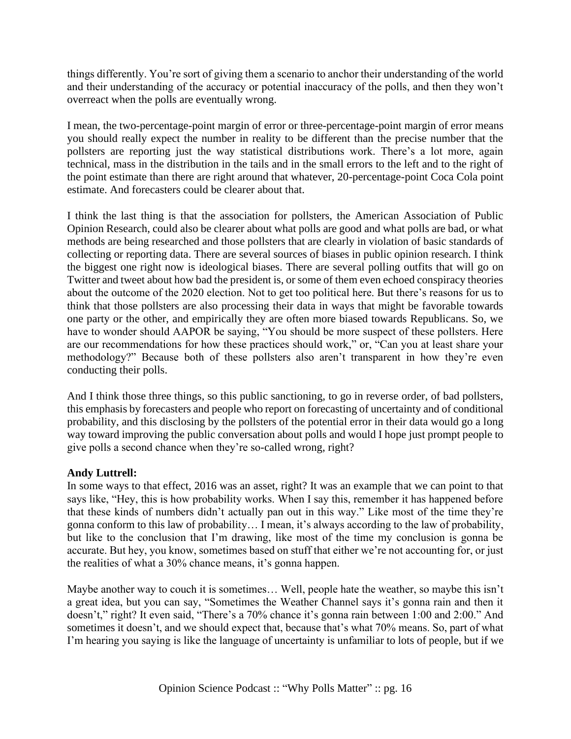things differently. You're sort of giving them a scenario to anchor their understanding of the world and their understanding of the accuracy or potential inaccuracy of the polls, and then they won't overreact when the polls are eventually wrong.

I mean, the two-percentage-point margin of error or three-percentage-point margin of error means you should really expect the number in reality to be different than the precise number that the pollsters are reporting just the way statistical distributions work. There's a lot more, again technical, mass in the distribution in the tails and in the small errors to the left and to the right of the point estimate than there are right around that whatever, 20-percentage-point Coca Cola point estimate. And forecasters could be clearer about that.

I think the last thing is that the association for pollsters, the American Association of Public Opinion Research, could also be clearer about what polls are good and what polls are bad, or what methods are being researched and those pollsters that are clearly in violation of basic standards of collecting or reporting data. There are several sources of biases in public opinion research. I think the biggest one right now is ideological biases. There are several polling outfits that will go on Twitter and tweet about how bad the president is, or some of them even echoed conspiracy theories about the outcome of the 2020 election. Not to get too political here. But there's reasons for us to think that those pollsters are also processing their data in ways that might be favorable towards one party or the other, and empirically they are often more biased towards Republicans. So, we have to wonder should AAPOR be saying, "You should be more suspect of these pollsters. Here are our recommendations for how these practices should work," or, "Can you at least share your methodology?" Because both of these pollsters also aren't transparent in how they're even conducting their polls.

And I think those three things, so this public sanctioning, to go in reverse order, of bad pollsters, this emphasis by forecasters and people who report on forecasting of uncertainty and of conditional probability, and this disclosing by the pollsters of the potential error in their data would go a long way toward improving the public conversation about polls and would I hope just prompt people to give polls a second chance when they're so-called wrong, right?

**Andy Luttrell:**
In some ways to that effect, 2016 was an asset, right? It was an example that we can point to that says like, "Hey, this is how probability works. When I say this, remember it has happened before that these kinds of numbers didn't actually pan out in this way." Like most of the time they're gonna conform to this law of probability… I mean, it's always according to the law of probability, but like to the conclusion that I'm drawing, like most of the time my conclusion is gonna be accurate. But hey, you know, sometimes based on stuff that either we're not accounting for, or just the realities of what a 30% chance means, it's gonna happen.

Maybe another way to couch it is sometimes… Well, people hate the weather, so maybe this isn't a great idea, but you can say, "Sometimes the Weather Channel says it's gonna rain and then it doesn't," right? It even said, "There's a 70% chance it's gonna rain between 1:00 and 2:00." And sometimes it doesn't, and we should expect that, because that's what 70% means. So, part of what I'm hearing you saying is like the language of uncertainty is unfamiliar to lots of people, but if we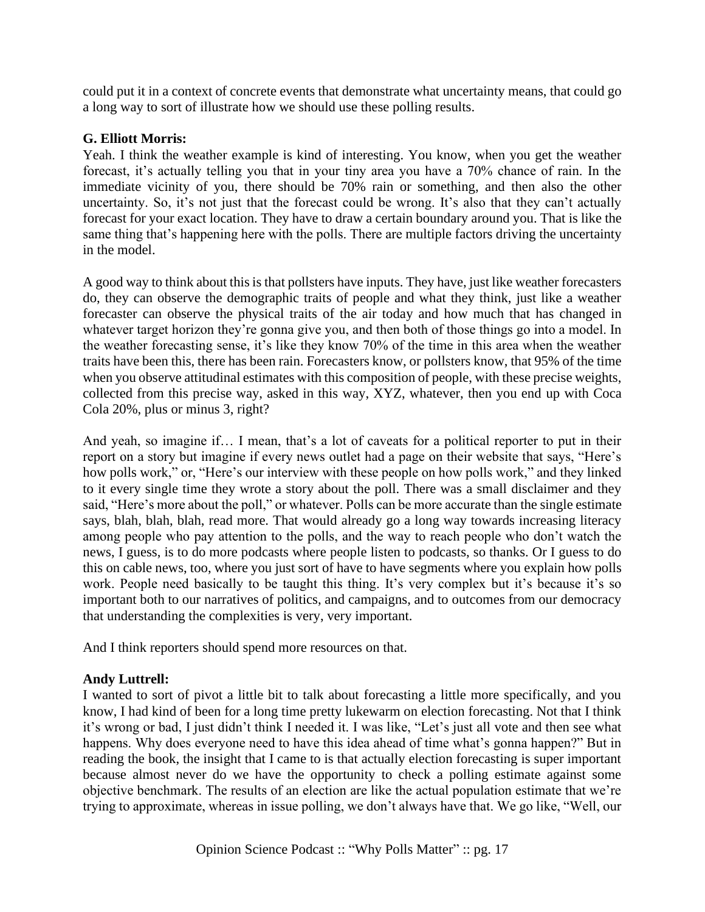could put it in a context of concrete events that demonstrate what uncertainty means, that could go a long way to sort of illustrate how we should use these polling results.

**G. Elliott Morris:**
Yeah. I think the weather example is kind of interesting. You know, when you get the weather forecast, it's actually telling you that in your tiny area you have a 70% chance of rain. In the immediate vicinity of you, there should be 70% rain or something, and then also the other uncertainty. So, it's not just that the forecast could be wrong. It's also that they can't actually forecast for your exact location. They have to draw a certain boundary around you. That is like the same thing that's happening here with the polls. There are multiple factors driving the uncertainty in the model.

A good way to think about this is that pollsters have inputs. They have, just like weather forecasters do, they can observe the demographic traits of people and what they think, just like a weather forecaster can observe the physical traits of the air today and how much that has changed in whatever target horizon they're gonna give you, and then both of those things go into a model. In the weather forecasting sense, it's like they know 70% of the time in this area when the weather traits have been this, there has been rain. Forecasters know, or pollsters know, that 95% of the time when you observe attitudinal estimates with this composition of people, with these precise weights, collected from this precise way, asked in this way, XYZ, whatever, then you end up with Coca Cola 20%, plus or minus 3, right?

And yeah, so imagine if… I mean, that's a lot of caveats for a political reporter to put in their report on a story but imagine if every news outlet had a page on their website that says, "Here's how polls work," or, "Here's our interview with these people on how polls work," and they linked to it every single time they wrote a story about the poll. There was a small disclaimer and they said, "Here's more about the poll," or whatever. Polls can be more accurate than the single estimate says, blah, blah, blah, read more. That would already go a long way towards increasing literacy among people who pay attention to the polls, and the way to reach people who don't watch the news, I guess, is to do more podcasts where people listen to podcasts, so thanks. Or I guess to do this on cable news, too, where you just sort of have to have segments where you explain how polls work. People need basically to be taught this thing. It's very complex but it's because it's so important both to our narratives of politics, and campaigns, and to outcomes from our democracy that understanding the complexities is very, very important.

And I think reporters should spend more resources on that.

**Andy Luttrell:**
I wanted to sort of pivot a little bit to talk about forecasting a little more specifically, and you know, I had kind of been for a long time pretty lukewarm on election forecasting. Not that I think it's wrong or bad, I just didn't think I needed it. I was like, "Let's just all vote and then see what happens. Why does everyone need to have this idea ahead of time what's gonna happen?" But in reading the book, the insight that I came to is that actually election forecasting is super important because almost never do we have the opportunity to check a polling estimate against some objective benchmark. The results of an election are like the actual population estimate that we're trying to approximate, whereas in issue polling, we don't always have that. We go like, "Well, our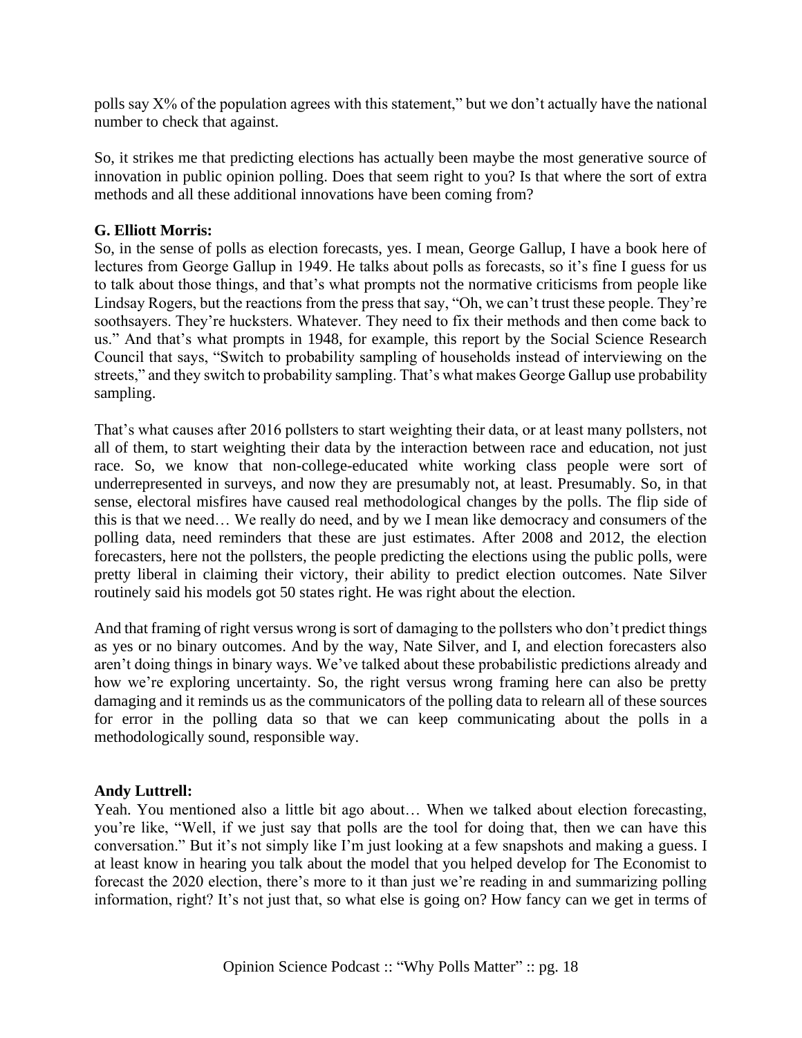polls say X% of the population agrees with this statement," but we don't actually have the national number to check that against.

So, it strikes me that predicting elections has actually been maybe the most generative source of innovation in public opinion polling. Does that seem right to you? Is that where the sort of extra methods and all these additional innovations have been coming from?

**G. Elliott Morris:**

So, in the sense of polls as election forecasts, yes. I mean, George Gallup, I have a book here of lectures from George Gallup in 1949. He talks about polls as forecasts, so it's fine I guess for us to talk about those things, and that's what prompts not the normative criticisms from people like Lindsay Rogers, but the reactions from the press that say, "Oh, we can't trust these people. They're soothsayers. They're hucksters. Whatever. They need to fix their methods and then come back to us." And that's what prompts in 1948, for example, this report by the Social Science Research Council that says, "Switch to probability sampling of households instead of interviewing on the streets," and they switch to probability sampling. That's what makes George Gallup use probability sampling.

That's what causes after 2016 pollsters to start weighting their data, or at least many pollsters, not all of them, to start weighting their data by the interaction between race and education, not just race. So, we know that non-college-educated white working class people were sort of underrepresented in surveys, and now they are presumably not, at least. Presumably. So, in that sense, electoral misfires have caused real methodological changes by the polls. The flip side of this is that we need… We really do need, and by we I mean like democracy and consumers of the polling data, need reminders that these are just estimates. After 2008 and 2012, the election forecasters, here not the pollsters, the people predicting the elections using the public polls, were pretty liberal in claiming their victory, their ability to predict election outcomes. Nate Silver routinely said his models got 50 states right. He was right about the election.

And that framing of right versus wrong is sort of damaging to the pollsters who don't predict things as yes or no binary outcomes. And by the way, Nate Silver, and I, and election forecasters also aren't doing things in binary ways. We've talked about these probabilistic predictions already and how we're exploring uncertainty. So, the right versus wrong framing here can also be pretty damaging and it reminds us as the communicators of the polling data to relearn all of these sources for error in the polling data so that we can keep communicating about the polls in a methodologically sound, responsible way.

**Andy Luttrell:**

Yeah. You mentioned also a little bit ago about… When we talked about election forecasting, you're like, "Well, if we just say that polls are the tool for doing that, then we can have this conversation." But it's not simply like I'm just looking at a few snapshots and making a guess. I at least know in hearing you talk about the model that you helped develop for The Economist to forecast the 2020 election, there's more to it than just we're reading in and summarizing polling information, right? It's not just that, so what else is going on? How fancy can we get in terms of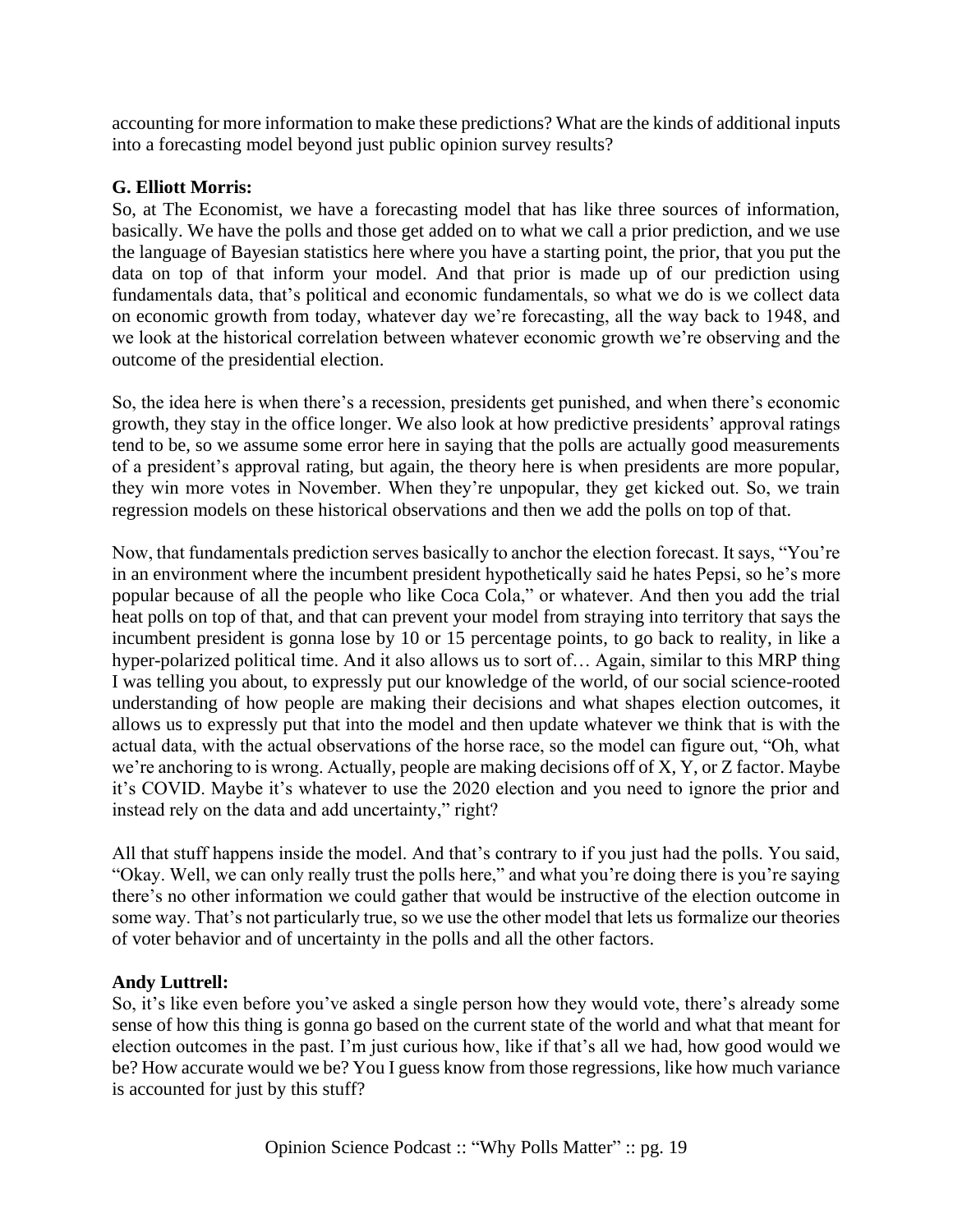accounting for more information to make these predictions? What are the kinds of additional inputs into a forecasting model beyond just public opinion survey results?

**G. Elliott Morris:**
So, at The Economist, we have a forecasting model that has like three sources of information, basically. We have the polls and those get added on to what we call a prior prediction, and we use the language of Bayesian statistics here where you have a starting point, the prior, that you put the data on top of that inform your model. And that prior is made up of our prediction using fundamentals data, that's political and economic fundamentals, so what we do is we collect data on economic growth from today, whatever day we're forecasting, all the way back to 1948, and we look at the historical correlation between whatever economic growth we're observing and the outcome of the presidential election.

So, the idea here is when there's a recession, presidents get punished, and when there's economic growth, they stay in the office longer. We also look at how predictive presidents' approval ratings tend to be, so we assume some error here in saying that the polls are actually good measurements of a president's approval rating, but again, the theory here is when presidents are more popular, they win more votes in November. When they're unpopular, they get kicked out. So, we train regression models on these historical observations and then we add the polls on top of that.

Now, that fundamentals prediction serves basically to anchor the election forecast. It says, "You're in an environment where the incumbent president hypothetically said he hates Pepsi, so he's more popular because of all the people who like Coca Cola," or whatever. And then you add the trial heat polls on top of that, and that can prevent your model from straying into territory that says the incumbent president is gonna lose by 10 or 15 percentage points, to go back to reality, in like a hyper-polarized political time. And it also allows us to sort of… Again, similar to this MRP thing I was telling you about, to expressly put our knowledge of the world, of our social science-rooted understanding of how people are making their decisions and what shapes election outcomes, it allows us to expressly put that into the model and then update whatever we think that is with the actual data, with the actual observations of the horse race, so the model can figure out, "Oh, what we're anchoring to is wrong. Actually, people are making decisions off of X, Y, or Z factor. Maybe it's COVID. Maybe it's whatever to use the 2020 election and you need to ignore the prior and instead rely on the data and add uncertainty," right?

All that stuff happens inside the model. And that's contrary to if you just had the polls. You said, "Okay. Well, we can only really trust the polls here," and what you're doing there is you're saying there's no other information we could gather that would be instructive of the election outcome in some way. That's not particularly true, so we use the other model that lets us formalize our theories of voter behavior and of uncertainty in the polls and all the other factors.

**Andy Luttrell:**
So, it's like even before you've asked a single person how they would vote, there's already some sense of how this thing is gonna go based on the current state of the world and what that meant for election outcomes in the past. I'm just curious how, like if that's all we had, how good would we be? How accurate would we be? You I guess know from those regressions, like how much variance is accounted for just by this stuff?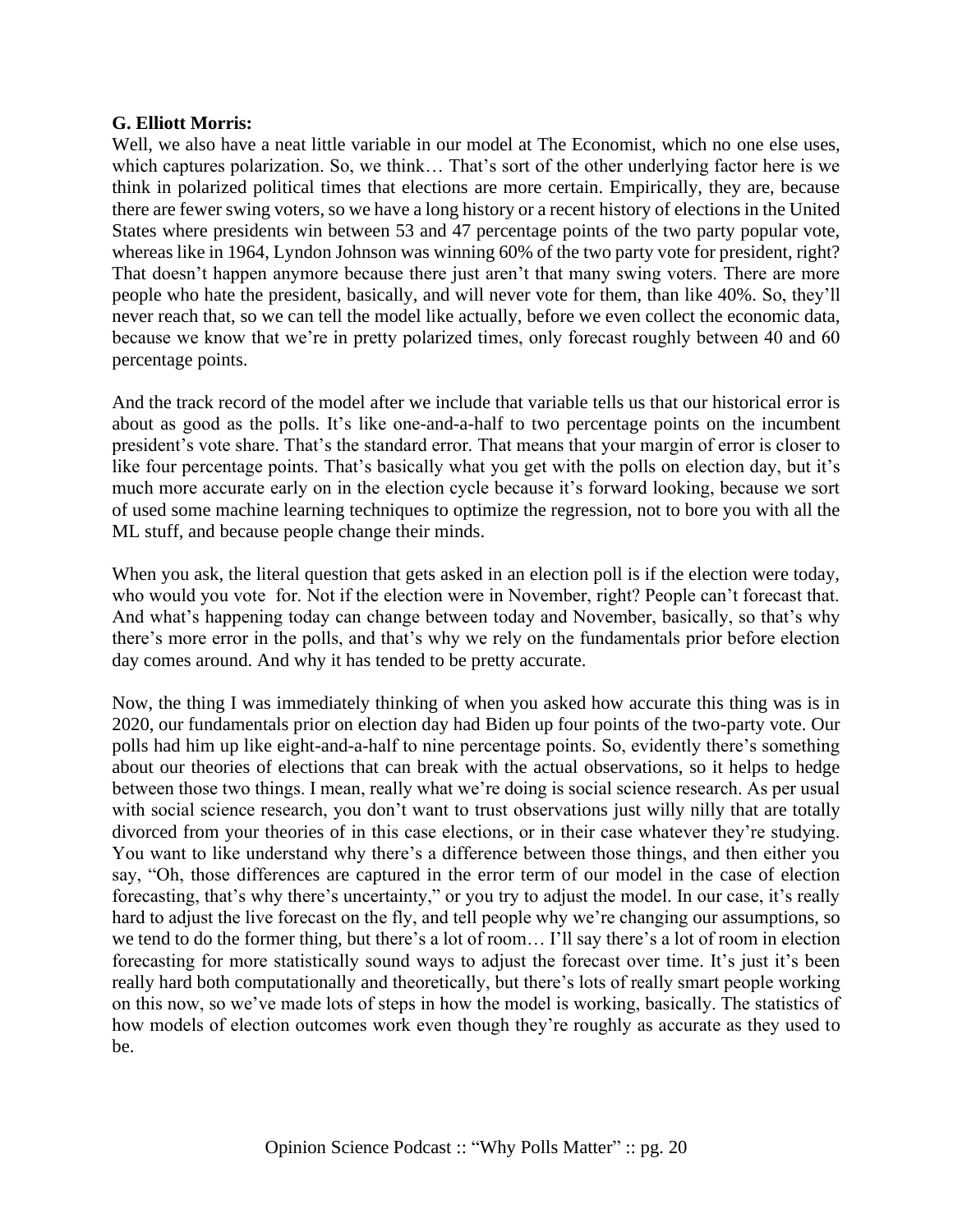**G. Elliott Morris:**

Well, we also have a neat little variable in our model at The Economist, which no one else uses, which captures polarization. So, we think… That's sort of the other underlying factor here is we think in polarized political times that elections are more certain. Empirically, they are, because there are fewer swing voters, so we have a long history or a recent history of elections in the United States where presidents win between 53 and 47 percentage points of the two party popular vote, whereas like in 1964, Lyndon Johnson was winning 60% of the two party vote for president, right? That doesn't happen anymore because there just aren't that many swing voters. There are more people who hate the president, basically, and will never vote for them, than like 40%. So, they'll never reach that, so we can tell the model like actually, before we even collect the economic data, because we know that we're in pretty polarized times, only forecast roughly between 40 and 60 percentage points.

And the track record of the model after we include that variable tells us that our historical error is about as good as the polls. It's like one-and-a-half to two percentage points on the incumbent president's vote share. That's the standard error. That means that your margin of error is closer to like four percentage points. That's basically what you get with the polls on election day, but it's much more accurate early on in the election cycle because it's forward looking, because we sort of used some machine learning techniques to optimize the regression, not to bore you with all the ML stuff, and because people change their minds.

When you ask, the literal question that gets asked in an election poll is if the election were today, who would you vote for. Not if the election were in November, right? People can't forecast that. And what's happening today can change between today and November, basically, so that's why there's more error in the polls, and that's why we rely on the fundamentals prior before election day comes around. And why it has tended to be pretty accurate.

Now, the thing I was immediately thinking of when you asked how accurate this thing was is in 2020, our fundamentals prior on election day had Biden up four points of the two-party vote. Our polls had him up like eight-and-a-half to nine percentage points. So, evidently there's something about our theories of elections that can break with the actual observations, so it helps to hedge between those two things. I mean, really what we're doing is social science research. As per usual with social science research, you don't want to trust observations just willy nilly that are totally divorced from your theories of in this case elections, or in their case whatever they're studying. You want to like understand why there's a difference between those things, and then either you say, "Oh, those differences are captured in the error term of our model in the case of election forecasting, that's why there's uncertainty," or you try to adjust the model. In our case, it's really hard to adjust the live forecast on the fly, and tell people why we're changing our assumptions, so we tend to do the former thing, but there's a lot of room… I'll say there's a lot of room in election forecasting for more statistically sound ways to adjust the forecast over time. It's just it's been really hard both computationally and theoretically, but there's lots of really smart people working on this now, so we've made lots of steps in how the model is working, basically. The statistics of how models of election outcomes work even though they're roughly as accurate as they used to be.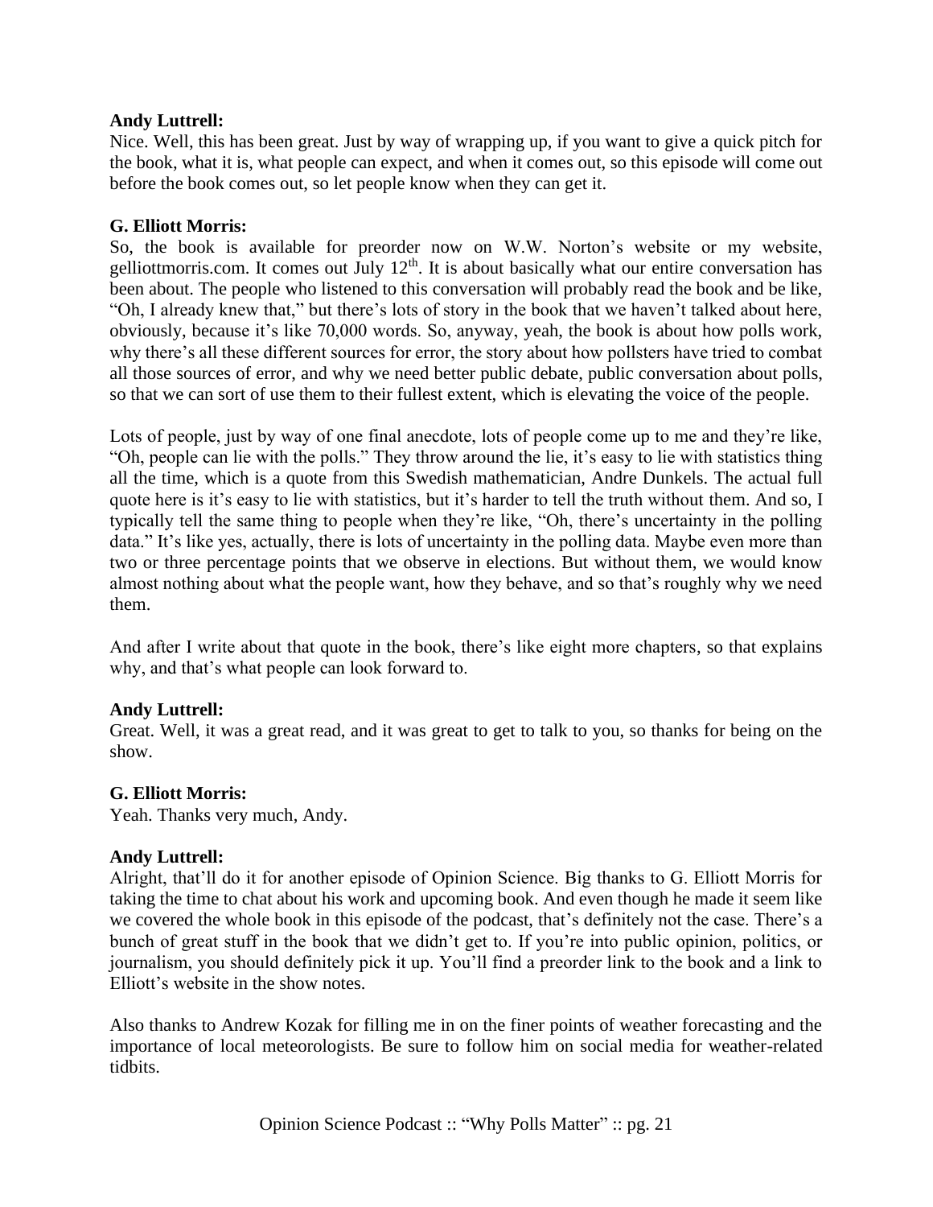**Andy Luttrell:**
Nice. Well, this has been great. Just by way of wrapping up, if you want to give a quick pitch for the book, what it is, what people can expect, and when it comes out, so this episode will come out before the book comes out, so let people know when they can get it.

**G. Elliott Morris:**
So, the book is available for preorder now on W.W. Norton's website or my website, gelliottmorris.com. It comes out July 12th. It is about basically what our entire conversation has been about. The people who listened to this conversation will probably read the book and be like, "Oh, I already knew that," but there's lots of story in the book that we haven't talked about here, obviously, because it's like 70,000 words. So, anyway, yeah, the book is about how polls work, why there's all these different sources for error, the story about how pollsters have tried to combat all those sources of error, and why we need better public debate, public conversation about polls, so that we can sort of use them to their fullest extent, which is elevating the voice of the people.

Lots of people, just by way of one final anecdote, lots of people come up to me and they're like, "Oh, people can lie with the polls." They throw around the lie, it's easy to lie with statistics thing all the time, which is a quote from this Swedish mathematician, Andre Dunkels. The actual full quote here is it's easy to lie with statistics, but it's harder to tell the truth without them. And so, I typically tell the same thing to people when they're like, "Oh, there's uncertainty in the polling data." It's like yes, actually, there is lots of uncertainty in the polling data. Maybe even more than two or three percentage points that we observe in elections. But without them, we would know almost nothing about what the people want, how they behave, and so that's roughly why we need them.

And after I write about that quote in the book, there's like eight more chapters, so that explains why, and that's what people can look forward to.

**Andy Luttrell:**
Great. Well, it was a great read, and it was great to get to talk to you, so thanks for being on the show.

**G. Elliott Morris:**
Yeah. Thanks very much, Andy.

**Andy Luttrell:**
Alright, that'll do it for another episode of Opinion Science. Big thanks to G. Elliott Morris for taking the time to chat about his work and upcoming book. And even though he made it seem like we covered the whole book in this episode of the podcast, that's definitely not the case. There's a bunch of great stuff in the book that we didn't get to. If you're into public opinion, politics, or journalism, you should definitely pick it up. You'll find a preorder link to the book and a link to Elliott's website in the show notes.

Also thanks to Andrew Kozak for filling me in on the finer points of weather forecasting and the importance of local meteorologists. Be sure to follow him on social media for weather-related tidbits.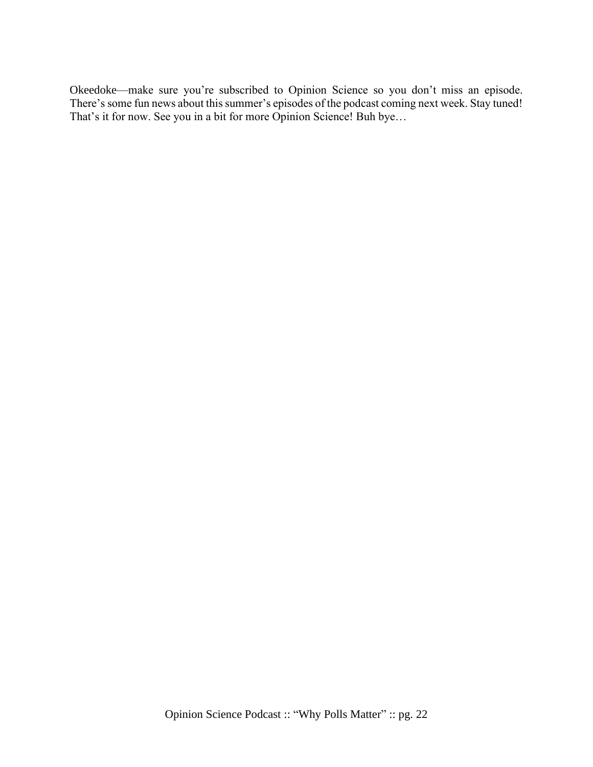Okeedoke—make sure you're subscribed to Opinion Science so you don't miss an episode. There's some fun news about this summer's episodes of the podcast coming next week. Stay tuned! That's it for now. See you in a bit for more Opinion Science! Buh bye…